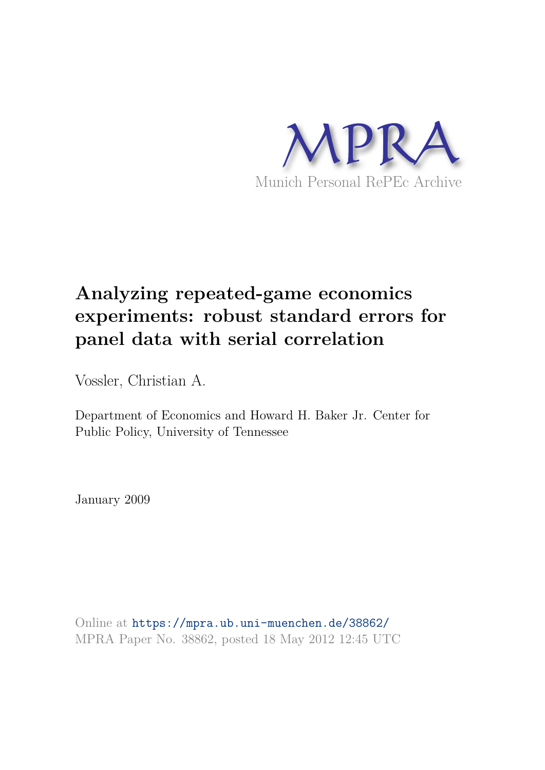MPRA

Munich Personal RePEc Archive

# Analyzing repeated-game economics experiments: robust standard errors for panel data with serial correlation

Vossler, Christian A.

Department of Economics and Howard H. Baker Jr. Center for Public Policy, University of Tennessee

January 2009

Online at https://mpra.ub.uni-muenchen.de/38862/
MPRA Paper No. 38862, posted 18 May 2012 12:45 UTC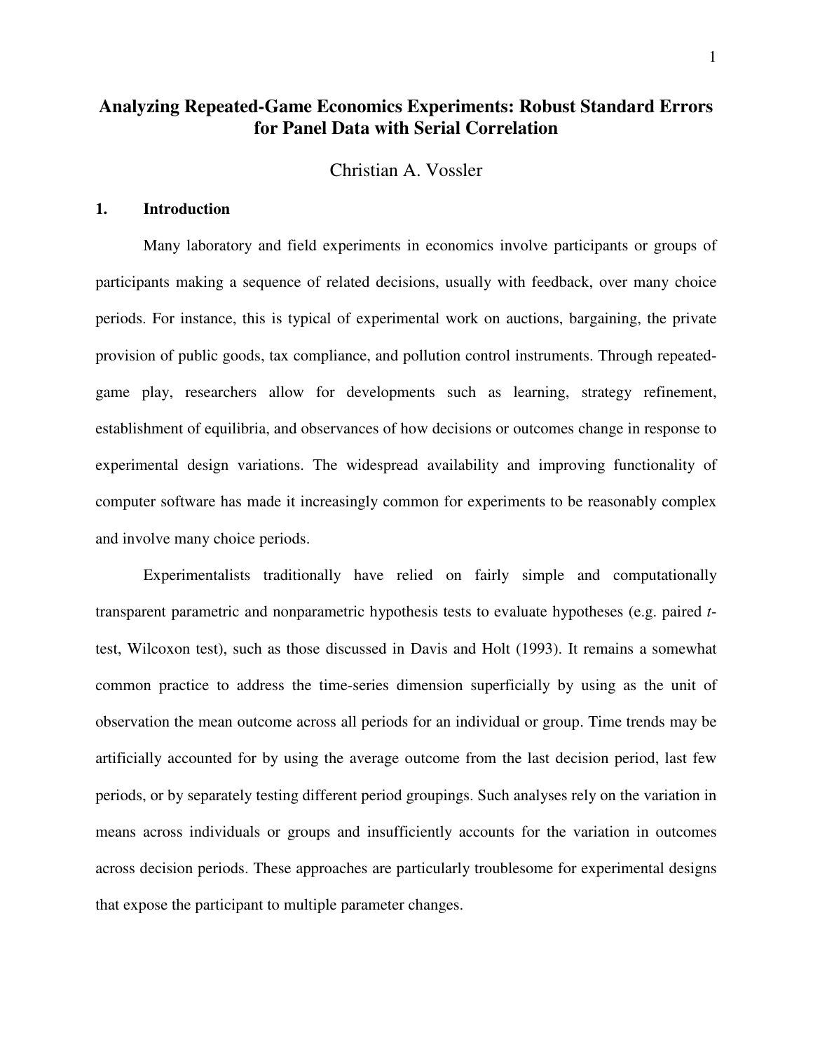# Analyzing Repeated-Game Economics Experiments: Robust Standard Errors for Panel Data with Serial Correlation

Christian A. Vossler

## 1. Introduction

Many laboratory and field experiments in economics involve participants or groups of participants making a sequence of related decisions, usually with feedback, over many choice periods. For instance, this is typical of experimental work on auctions, bargaining, the private provision of public goods, tax compliance, and pollution control instruments. Through repeated-game play, researchers allow for developments such as learning, strategy refinement, establishment of equilibria, and observances of how decisions or outcomes change in response to experimental design variations. The widespread availability and improving functionality of computer software has made it increasingly common for experiments to be reasonably complex and involve many choice periods.

Experimentalists traditionally have relied on fairly simple and computationally transparent parametric and nonparametric hypothesis tests to evaluate hypotheses (e.g. paired *t*-test, Wilcoxon test), such as those discussed in Davis and Holt (1993). It remains a somewhat common practice to address the time-series dimension superficially by using as the unit of observation the mean outcome across all periods for an individual or group. Time trends may be artificially accounted for by using the average outcome from the last decision period, last few periods, or by separately testing different period groupings. Such analyses rely on the variation in means across individuals or groups and insufficiently accounts for the variation in outcomes across decision periods. These approaches are particularly troublesome for experimental designs that expose the participant to multiple parameter changes.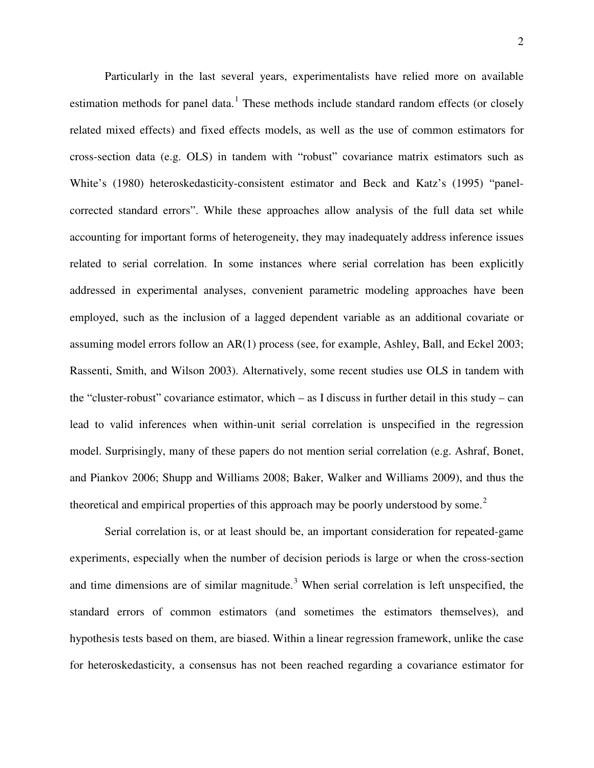Particularly in the last several years, experimentalists have relied more on available estimation methods for panel data.[1] These methods include standard random effects (or closely related mixed effects) and fixed effects models, as well as the use of common estimators for cross-section data (e.g. OLS) in tandem with "robust" covariance matrix estimators such as White's (1980) heteroskedasticity-consistent estimator and Beck and Katz's (1995) "panel-corrected standard errors". While these approaches allow analysis of the full data set while accounting for important forms of heterogeneity, they may inadequately address inference issues related to serial correlation. In some instances where serial correlation has been explicitly addressed in experimental analyses, convenient parametric modeling approaches have been employed, such as the inclusion of a lagged dependent variable as an additional covariate or assuming model errors follow an AR(1) process (see, for example, Ashley, Ball, and Eckel 2003; Rassenti, Smith, and Wilson 2003). Alternatively, some recent studies use OLS in tandem with the "cluster-robust" covariance estimator, which – as I discuss in further detail in this study – can lead to valid inferences when within-unit serial correlation is unspecified in the regression model. Surprisingly, many of these papers do not mention serial correlation (e.g. Ashraf, Bonet, and Piankov 2006; Shupp and Williams 2008; Baker, Walker and Williams 2009), and thus the theoretical and empirical properties of this approach may be poorly understood by some.[2]

Serial correlation is, or at least should be, an important consideration for repeated-game experiments, especially when the number of decision periods is large or when the cross-section and time dimensions are of similar magnitude.[3] When serial correlation is left unspecified, the standard errors of common estimators (and sometimes the estimators themselves), and hypothesis tests based on them, are biased. Within a linear regression framework, unlike the case for heteroskedasticity, a consensus has not been reached regarding a covariance estimator for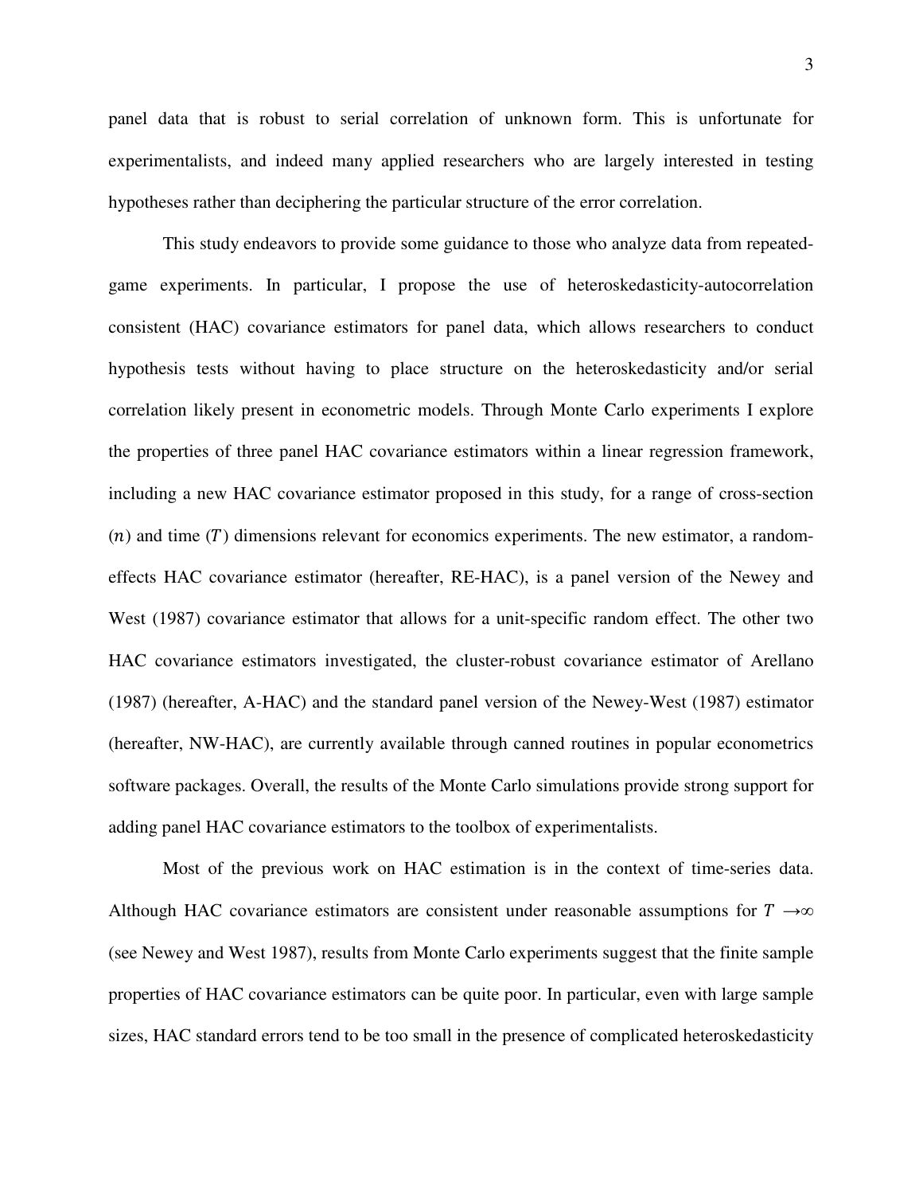panel data that is robust to serial correlation of unknown form. This is unfortunate for experimentalists, and indeed many applied researchers who are largely interested in testing hypotheses rather than deciphering the particular structure of the error correlation.

This study endeavors to provide some guidance to those who analyze data from repeated-game experiments. In particular, I propose the use of heteroskedasticity-autocorrelation consistent (HAC) covariance estimators for panel data, which allows researchers to conduct hypothesis tests without having to place structure on the heteroskedasticity and/or serial correlation likely present in econometric models. Through Monte Carlo experiments I explore the properties of three panel HAC covariance estimators within a linear regression framework, including a new HAC covariance estimator proposed in this study, for a range of cross-section ($n$) and time ($T$) dimensions relevant for economics experiments. The new estimator, a random-effects HAC covariance estimator (hereafter, RE-HAC), is a panel version of the Newey and West (1987) covariance estimator that allows for a unit-specific random effect. The other two HAC covariance estimators investigated, the cluster-robust covariance estimator of Arellano (1987) (hereafter, A-HAC) and the standard panel version of the Newey-West (1987) estimator (hereafter, NW-HAC), are currently available through canned routines in popular econometrics software packages. Overall, the results of the Monte Carlo simulations provide strong support for adding panel HAC covariance estimators to the toolbox of experimentalists.

Most of the previous work on HAC estimation is in the context of time-series data. Although HAC covariance estimators are consistent under reasonable assumptions for $T \rightarrow \infty$ (see Newey and West 1987), results from Monte Carlo experiments suggest that the finite sample properties of HAC covariance estimators can be quite poor. In particular, even with large sample sizes, HAC standard errors tend to be too small in the presence of complicated heteroskedasticity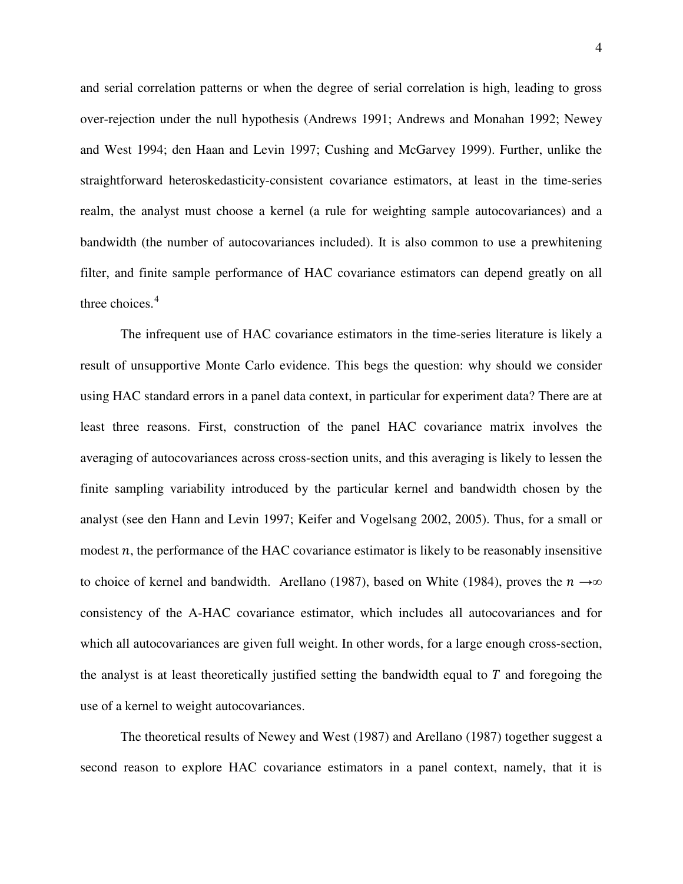and serial correlation patterns or when the degree of serial correlation is high, leading to gross over-rejection under the null hypothesis (Andrews 1991; Andrews and Monahan 1992; Newey and West 1994; den Haan and Levin 1997; Cushing and McGarvey 1999). Further, unlike the straightforward heteroskedasticity-consistent covariance estimators, at least in the time-series realm, the analyst must choose a kernel (a rule for weighting sample autocovariances) and a bandwidth (the number of autocovariances included). It is also common to use a prewhitening filter, and finite sample performance of HAC covariance estimators can depend greatly on all three choices.[4]

The infrequent use of HAC covariance estimators in the time-series literature is likely a result of unsupportive Monte Carlo evidence. This begs the question: why should we consider using HAC standard errors in a panel data context, in particular for experiment data? There are at least three reasons. First, construction of the panel HAC covariance matrix involves the averaging of autocovariances across cross-section units, and this averaging is likely to lessen the finite sampling variability introduced by the particular kernel and bandwidth chosen by the analyst (see den Hann and Levin 1997; Keifer and Vogelsang 2002, 2005). Thus, for a small or modest $n$, the performance of the HAC covariance estimator is likely to be reasonably insensitive to choice of kernel and bandwidth. Arellano (1987), based on White (1984), proves the $n \rightarrow\infty$ consistency of the A-HAC covariance estimator, which includes all autocovariances and for which all autocovariances are given full weight. In other words, for a large enough cross-section, the analyst is at least theoretically justified setting the bandwidth equal to $T$ and foregoing the use of a kernel to weight autocovariances.

The theoretical results of Newey and West (1987) and Arellano (1987) together suggest a second reason to explore HAC covariance estimators in a panel context, namely, that it is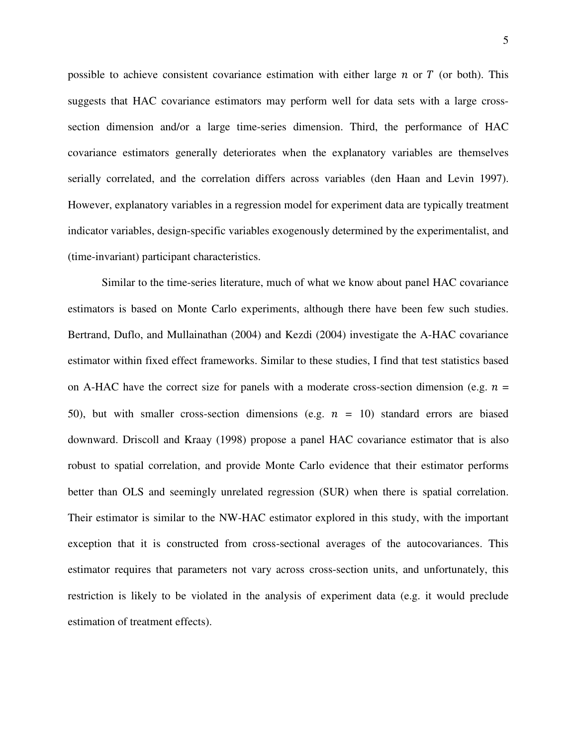possible to achieve consistent covariance estimation with either large $n$ or $T$ (or both). This suggests that HAC covariance estimators may perform well for data sets with a large cross-section dimension and/or a large time-series dimension. Third, the performance of HAC covariance estimators generally deteriorates when the explanatory variables are themselves serially correlated, and the correlation differs across variables (den Haan and Levin 1997). However, explanatory variables in a regression model for experiment data are typically treatment indicator variables, design-specific variables exogenously determined by the experimentalist, and (time-invariant) participant characteristics.

Similar to the time-series literature, much of what we know about panel HAC covariance estimators is based on Monte Carlo experiments, although there have been few such studies. Bertrand, Duflo, and Mullainathan (2004) and Kezdi (2004) investigate the A-HAC covariance estimator within fixed effect frameworks. Similar to these studies, I find that test statistics based on A-HAC have the correct size for panels with a moderate cross-section dimension (e.g. $n = 50$), but with smaller cross-section dimensions (e.g. $n = 10$) standard errors are biased downward. Driscoll and Kraay (1998) propose a panel HAC covariance estimator that is also robust to spatial correlation, and provide Monte Carlo evidence that their estimator performs better than OLS and seemingly unrelated regression (SUR) when there is spatial correlation. Their estimator is similar to the NW-HAC estimator explored in this study, with the important exception that it is constructed from cross-sectional averages of the autocovariances. This estimator requires that parameters not vary across cross-section units, and unfortunately, this restriction is likely to be violated in the analysis of experiment data (e.g. it would preclude estimation of treatment effects).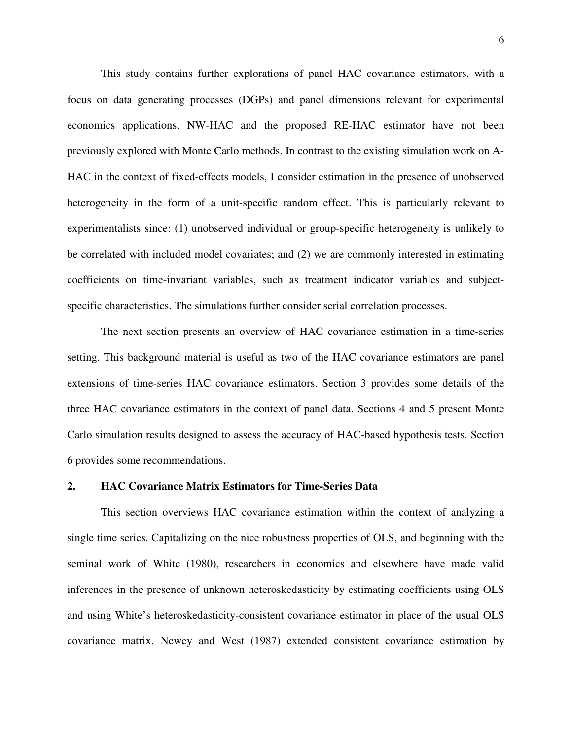This study contains further explorations of panel HAC covariance estimators, with a focus on data generating processes (DGPs) and panel dimensions relevant for experimental economics applications. NW-HAC and the proposed RE-HAC estimator have not been previously explored with Monte Carlo methods. In contrast to the existing simulation work on A-HAC in the context of fixed-effects models, I consider estimation in the presence of unobserved heterogeneity in the form of a unit-specific random effect. This is particularly relevant to experimentalists since: (1) unobserved individual or group-specific heterogeneity is unlikely to be correlated with included model covariates; and (2) we are commonly interested in estimating coefficients on time-invariant variables, such as treatment indicator variables and subject-specific characteristics. The simulations further consider serial correlation processes.

The next section presents an overview of HAC covariance estimation in a time-series setting. This background material is useful as two of the HAC covariance estimators are panel extensions of time-series HAC covariance estimators. Section 3 provides some details of the three HAC covariance estimators in the context of panel data. Sections 4 and 5 present Monte Carlo simulation results designed to assess the accuracy of HAC-based hypothesis tests. Section 6 provides some recommendations.

## 2. HAC Covariance Matrix Estimators for Time-Series Data

This section overviews HAC covariance estimation within the context of analyzing a single time series. Capitalizing on the nice robustness properties of OLS, and beginning with the seminal work of White (1980), researchers in economics and elsewhere have made valid inferences in the presence of unknown heteroskedasticity by estimating coefficients using OLS and using White's heteroskedasticity-consistent covariance estimator in place of the usual OLS covariance matrix. Newey and West (1987) extended consistent covariance estimation by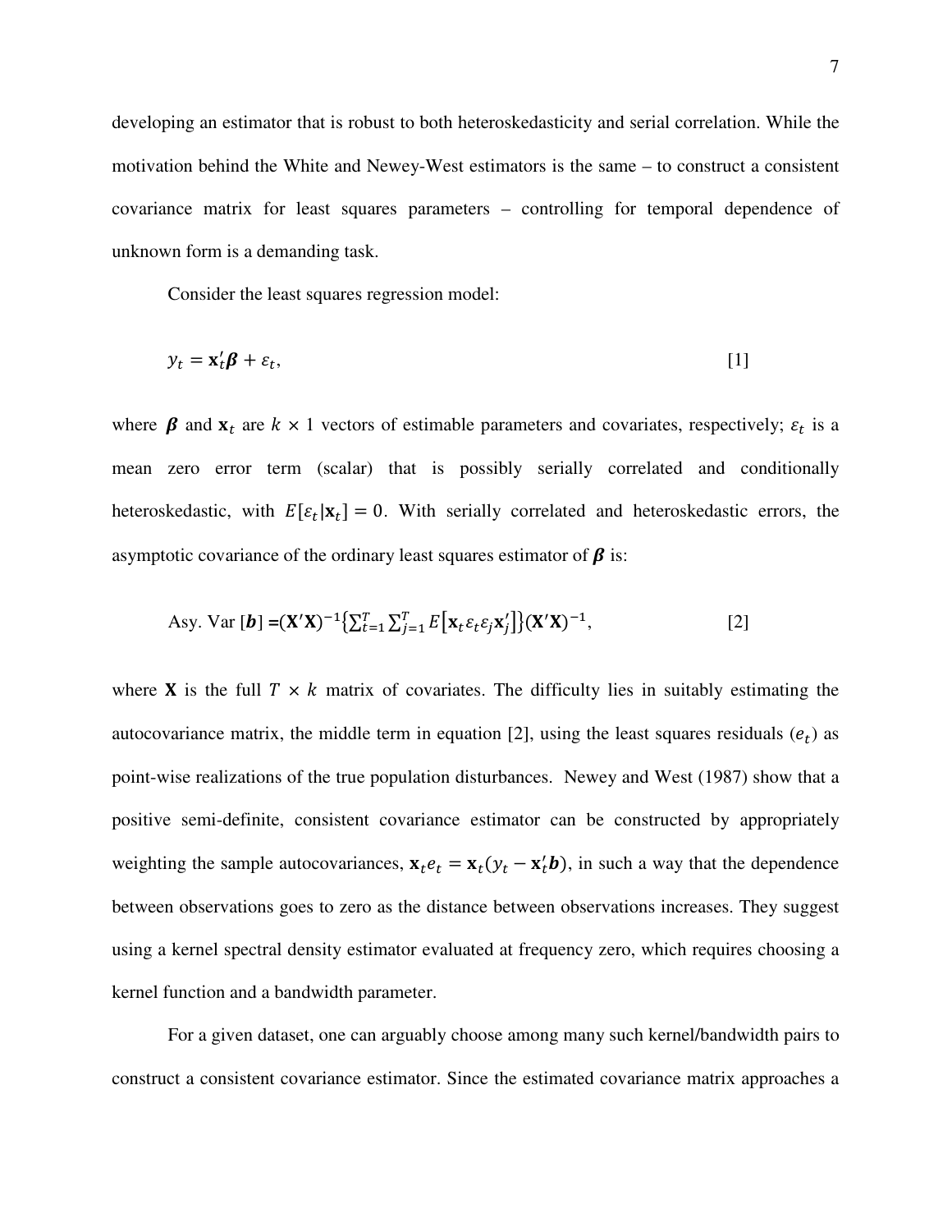developing an estimator that is robust to both heteroskedasticity and serial correlation. While the motivation behind the White and Newey-West estimators is the same – to construct a consistent covariance matrix for least squares parameters – controlling for temporal dependence of unknown form is a demanding task.

Consider the least squares regression model:

$$y_t = \mathbf{x}_t'\boldsymbol{\beta} + \varepsilon_t, \qquad [1]$$

where $\boldsymbol{\beta}$ and $\mathbf{x}_t$ are $k \times 1$ vectors of estimable parameters and covariates, respectively; $\varepsilon_t$ is a mean zero error term (scalar) that is possibly serially correlated and conditionally heteroskedastic, with $E[\varepsilon_t|\mathbf{x}_t] = 0$. With serially correlated and heteroskedastic errors, the asymptotic covariance of the ordinary least squares estimator of $\boldsymbol{\beta}$ is:

$$\text{Asy. Var}\,[\boldsymbol{b}] = (\mathbf{X}'\mathbf{X})^{-1}\left\{\sum_{t=1}^{T}\sum_{j=1}^{T} E\left[\mathbf{x}_t\varepsilon_t\varepsilon_j\mathbf{x}_j'\right]\right\}(\mathbf{X}'\mathbf{X})^{-1}, \qquad [2]$$

where $\mathbf{X}$ is the full $T \times k$ matrix of covariates. The difficulty lies in suitably estimating the autocovariance matrix, the middle term in equation [2], using the least squares residuals ($e_t$) as point-wise realizations of the true population disturbances. Newey and West (1987) show that a positive semi-definite, consistent covariance estimator can be constructed by appropriately weighting the sample autocovariances, $\mathbf{x}_t e_t = \mathbf{x}_t(y_t - \mathbf{x}_t'\boldsymbol{b})$, in such a way that the dependence between observations goes to zero as the distance between observations increases. They suggest using a kernel spectral density estimator evaluated at frequency zero, which requires choosing a kernel function and a bandwidth parameter.

For a given dataset, one can arguably choose among many such kernel/bandwidth pairs to construct a consistent covariance estimator. Since the estimated covariance matrix approaches a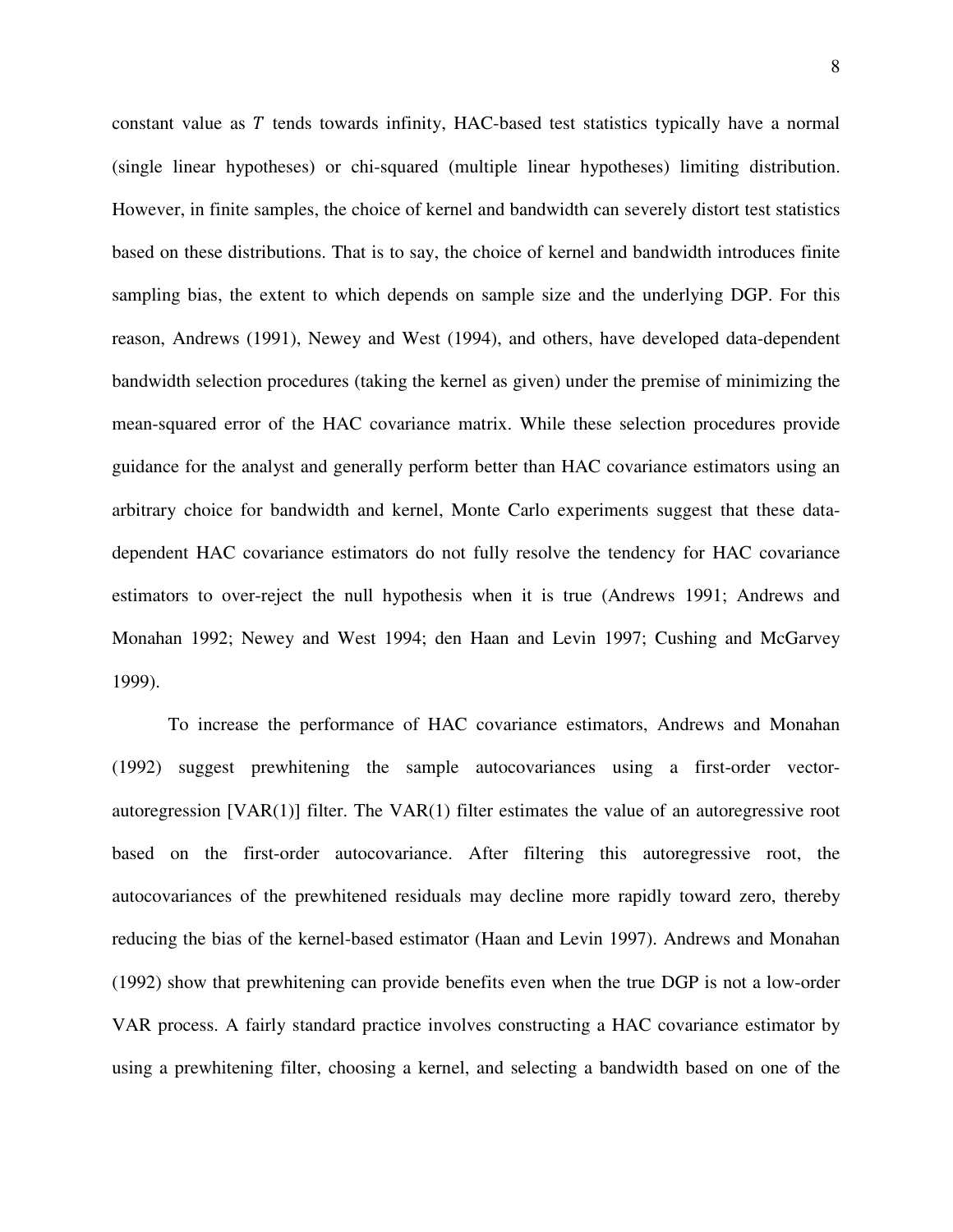constant value as $T$ tends towards infinity, HAC-based test statistics typically have a normal (single linear hypotheses) or chi-squared (multiple linear hypotheses) limiting distribution. However, in finite samples, the choice of kernel and bandwidth can severely distort test statistics based on these distributions. That is to say, the choice of kernel and bandwidth introduces finite sampling bias, the extent to which depends on sample size and the underlying DGP. For this reason, Andrews (1991), Newey and West (1994), and others, have developed data-dependent bandwidth selection procedures (taking the kernel as given) under the premise of minimizing the mean-squared error of the HAC covariance matrix. While these selection procedures provide guidance for the analyst and generally perform better than HAC covariance estimators using an arbitrary choice for bandwidth and kernel, Monte Carlo experiments suggest that these data-dependent HAC covariance estimators do not fully resolve the tendency for HAC covariance estimators to over-reject the null hypothesis when it is true (Andrews 1991; Andrews and Monahan 1992; Newey and West 1994; den Haan and Levin 1997; Cushing and McGarvey 1999).

To increase the performance of HAC covariance estimators, Andrews and Monahan (1992) suggest prewhitening the sample autocovariances using a first-order vector-autoregression [VAR(1)] filter. The VAR(1) filter estimates the value of an autoregressive root based on the first-order autocovariance. After filtering this autoregressive root, the autocovariances of the prewhitened residuals may decline more rapidly toward zero, thereby reducing the bias of the kernel-based estimator (Haan and Levin 1997). Andrews and Monahan (1992) show that prewhitening can provide benefits even when the true DGP is not a low-order VAR process. A fairly standard practice involves constructing a HAC covariance estimator by using a prewhitening filter, choosing a kernel, and selecting a bandwidth based on one of the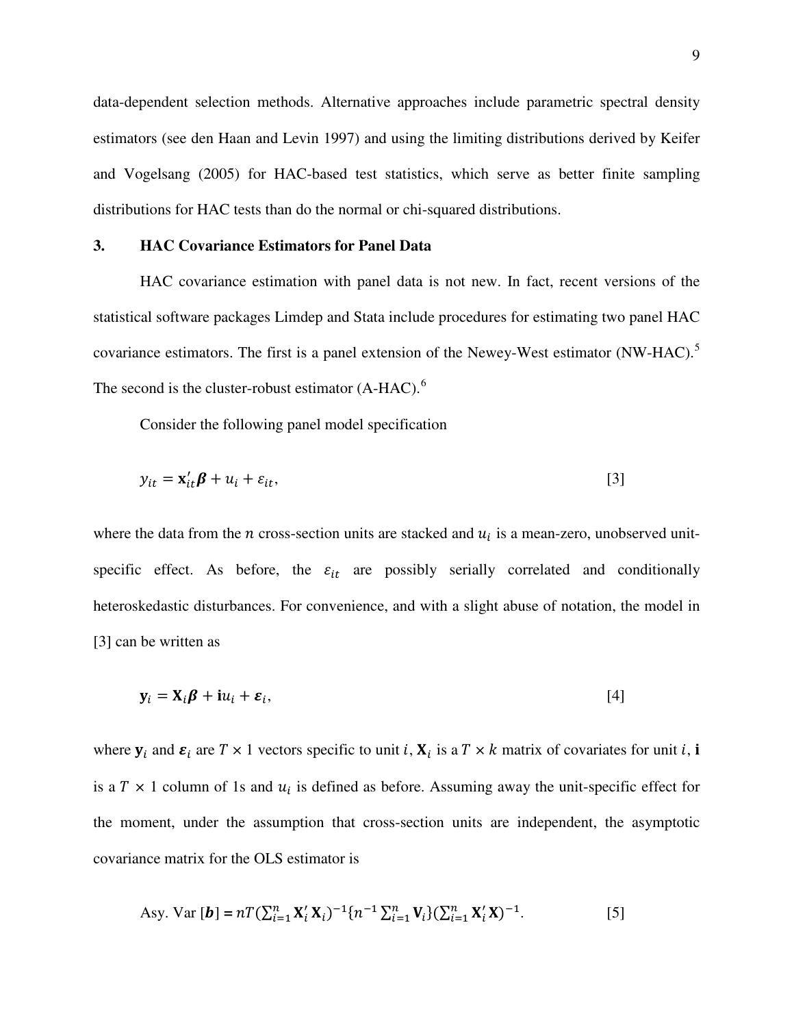data-dependent selection methods. Alternative approaches include parametric spectral density estimators (see den Haan and Levin 1997) and using the limiting distributions derived by Keifer and Vogelsang (2005) for HAC-based test statistics, which serve as better finite sampling distributions for HAC tests than do the normal or chi-squared distributions.

### 3. HAC Covariance Estimators for Panel Data

HAC covariance estimation with panel data is not new. In fact, recent versions of the statistical software packages Limdep and Stata include procedures for estimating two panel HAC covariance estimators. The first is a panel extension of the Newey-West estimator (NW-HAC).[5] The second is the cluster-robust estimator (A-HAC).[6]

Consider the following panel model specification

$$y_{it} = \mathbf{x}_{it}'\boldsymbol{\beta} + u_i + \varepsilon_{it}, \qquad [3]$$

where the data from the $n$ cross-section units are stacked and $u_i$ is a mean-zero, unobserved unit-specific effect. As before, the $\varepsilon_{it}$ are possibly serially correlated and conditionally heteroskedastic disturbances. For convenience, and with a slight abuse of notation, the model in [3] can be written as

$$\mathbf{y}_i = \mathbf{X}_i\boldsymbol{\beta} + \mathbf{i}u_i + \boldsymbol{\varepsilon}_i, \qquad [4]$$

where $\mathbf{y}_i$ and $\boldsymbol{\varepsilon}_i$ are $T \times 1$ vectors specific to unit $i$, $\mathbf{X}_i$ is a $T \times k$ matrix of covariates for unit $i$, $\mathbf{i}$ is a $T \times 1$ column of 1s and $u_i$ is defined as before. Assuming away the unit-specific effect for the moment, under the assumption that cross-section units are independent, the asymptotic covariance matrix for the OLS estimator is

$$\text{Asy. Var}\,[\boldsymbol{b}] = nT\left(\sum_{i=1}^{n}\mathbf{X}_i'\mathbf{X}_i\right)^{-1}\left\{n^{-1}\sum_{i=1}^{n}\mathbf{V}_i\right\}\left(\sum_{i=1}^{n}\mathbf{X}_i'\mathbf{X}\right)^{-1}. \qquad [5]$$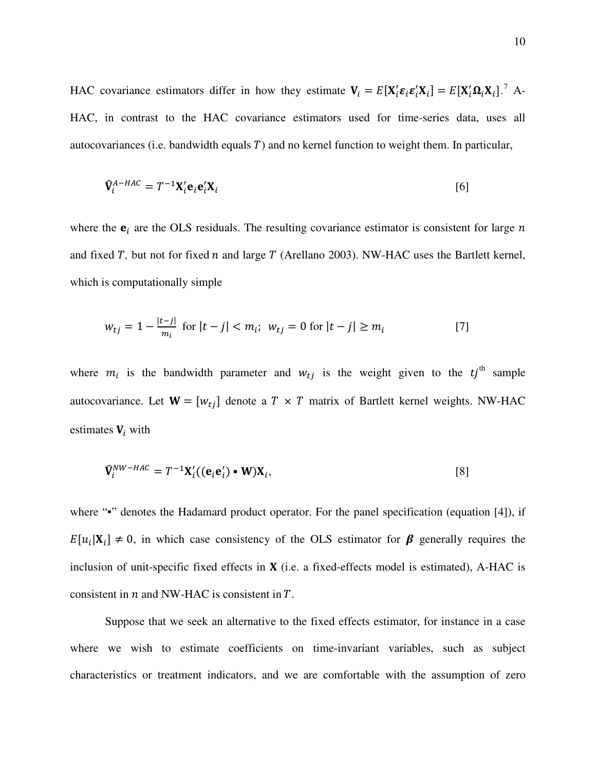HAC covariance estimators differ in how they estimate $\mathbf{V}_i = E[\mathbf{X}_i'\boldsymbol{\varepsilon}_i\boldsymbol{\varepsilon}_i'\mathbf{X}_i] = E[\mathbf{X}_i'\boldsymbol{\Omega}_i\mathbf{X}_i]$.[7] A-HAC, in contrast to the HAC covariance estimators used for time-series data, uses all autocovariances (i.e. bandwidth equals $T$) and no kernel function to weight them. In particular,

$$\hat{\mathbf{V}}_i^{A-HAC} = T^{-1}\mathbf{X}_i'\mathbf{e}_i\mathbf{e}_i'\mathbf{X}_i \tag{6}$$

where the $\mathbf{e}_i$ are the OLS residuals. The resulting covariance estimator is consistent for large $n$ and fixed $T$, but not for fixed $n$ and large $T$ (Arellano 2003). NW-HAC uses the Bartlett kernel, which is computationally simple

$$w_{tj} = 1 - \frac{|t-j|}{m_i} \text{ for } |t-j| < m_i; \;\; w_{tj} = 0 \text{ for } |t-j| \geq m_i \tag{7}$$

where $m_i$ is the bandwidth parameter and $w_{tj}$ is the weight given to the $tj^{\text{th}}$ sample autocovariance. Let $\mathbf{W} = [w_{tj}]$ denote a $T \times T$ matrix of Bartlett kernel weights. NW-HAC estimates $\mathbf{V}_i$ with

$$\hat{\mathbf{V}}_i^{NW-HAC} = T^{-1}\mathbf{X}_i'((\mathbf{e}_i\mathbf{e}_i') \bullet \mathbf{W})\mathbf{X}_i, \tag{8}$$

where "•" denotes the Hadamard product operator. For the panel specification (equation [4]), if $E[u_i|\mathbf{X}_i] \neq 0$, in which case consistency of the OLS estimator for $\boldsymbol{\beta}$ generally requires the inclusion of unit-specific fixed effects in $\mathbf{X}$ (i.e. a fixed-effects model is estimated), A-HAC is consistent in $n$ and NW-HAC is consistent in $T$.

Suppose that we seek an alternative to the fixed effects estimator, for instance in a case where we wish to estimate coefficients on time-invariant variables, such as subject characteristics or treatment indicators, and we are comfortable with the assumption of zero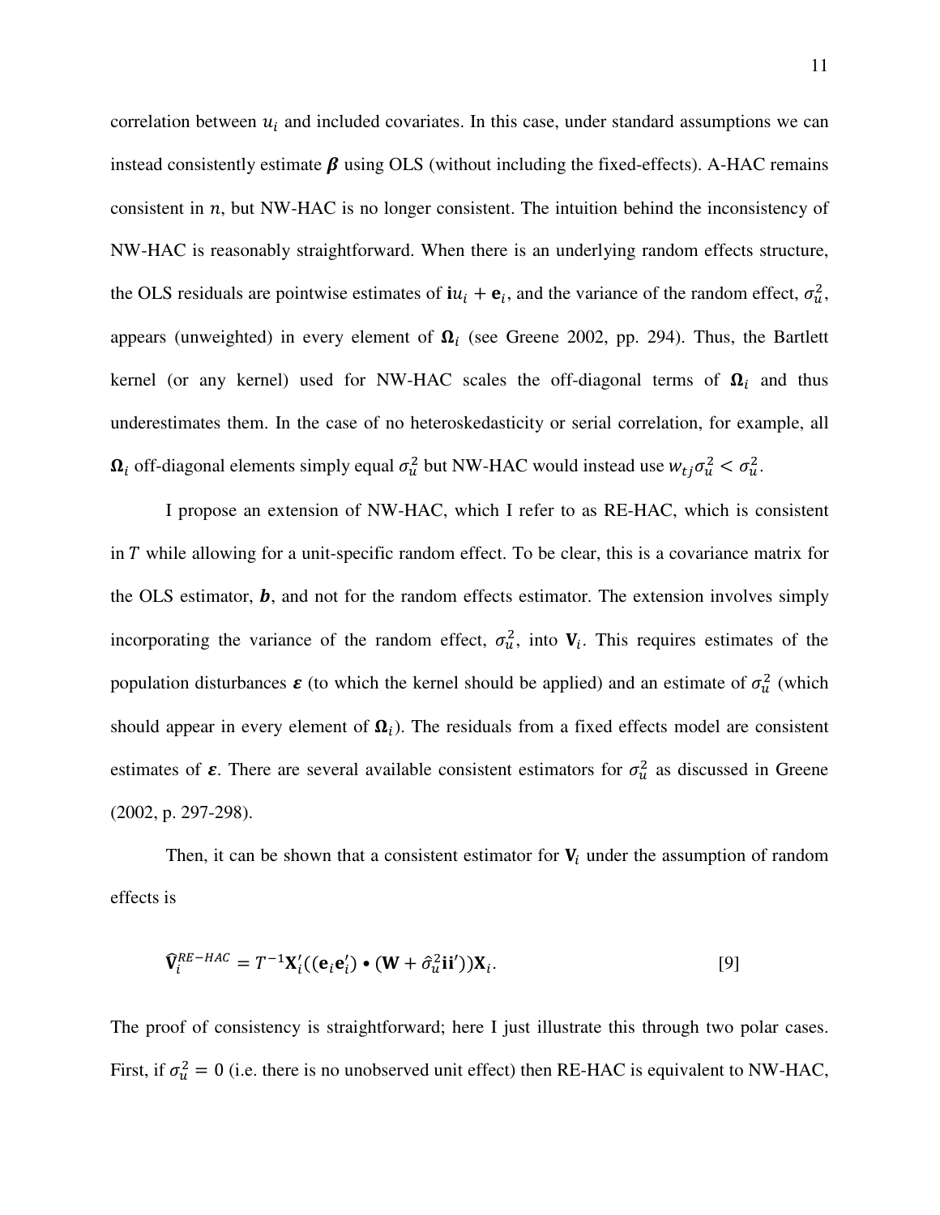correlation between $u_i$ and included covariates. In this case, under standard assumptions we can instead consistently estimate $\boldsymbol{\beta}$ using OLS (without including the fixed-effects). A-HAC remains consistent in $n$, but NW-HAC is no longer consistent. The intuition behind the inconsistency of NW-HAC is reasonably straightforward. When there is an underlying random effects structure, the OLS residuals are pointwise estimates of $\mathbf{i}u_i + \mathbf{e}_i$, and the variance of the random effect, $\sigma_u^2$, appears (unweighted) in every element of $\boldsymbol{\Omega}_i$ (see Greene 2002, pp. 294). Thus, the Bartlett kernel (or any kernel) used for NW-HAC scales the off-diagonal terms of $\boldsymbol{\Omega}_i$ and thus underestimates them. In the case of no heteroskedasticity or serial correlation, for example, all $\boldsymbol{\Omega}_i$ off-diagonal elements simply equal $\sigma_u^2$ but NW-HAC would instead use $w_{tj}\sigma_u^2 < \sigma_u^2$.

I propose an extension of NW-HAC, which I refer to as RE-HAC, which is consistent in $T$ while allowing for a unit-specific random effect. To be clear, this is a covariance matrix for the OLS estimator, $\boldsymbol{b}$, and not for the random effects estimator. The extension involves simply incorporating the variance of the random effect, $\sigma_u^2$, into $\mathbf{V}_i$. This requires estimates of the population disturbances $\boldsymbol{\varepsilon}$ (to which the kernel should be applied) and an estimate of $\sigma_u^2$ (which should appear in every element of $\boldsymbol{\Omega}_i$). The residuals from a fixed effects model are consistent estimates of $\boldsymbol{\varepsilon}$. There are several available consistent estimators for $\sigma_u^2$ as discussed in Greene (2002, p. 297-298).

Then, it can be shown that a consistent estimator for $\mathbf{V}_i$ under the assumption of random effects is

$$\widehat{\mathbf{V}}_i^{RE-HAC} = T^{-1}\mathbf{X}_i'((\mathbf{e}_i\mathbf{e}_i') \bullet (\mathbf{W} + \hat{\sigma}_u^2\mathbf{i}\mathbf{i}'))\mathbf{X}_i. \qquad [9]$$

The proof of consistency is straightforward; here I just illustrate this through two polar cases. First, if $\sigma_u^2 = 0$ (i.e. there is no unobserved unit effect) then RE-HAC is equivalent to NW-HAC,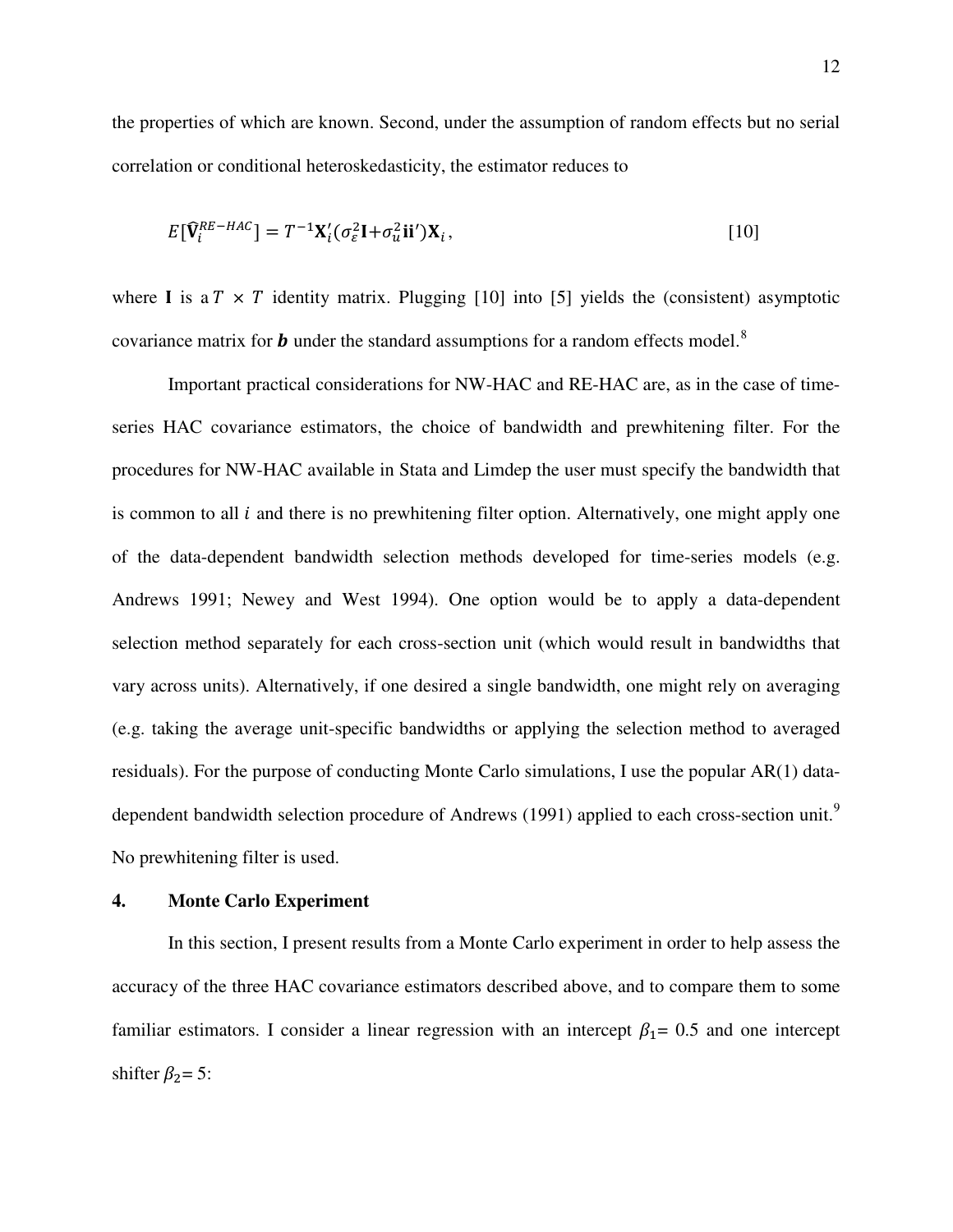the properties of which are known. Second, under the assumption of random effects but no serial correlation or conditional heteroskedasticity, the estimator reduces to

$$E[\widehat{\mathbf{V}}_i^{RE-HAC}] = T^{-1}\mathbf{X}_i'(\sigma_\varepsilon^2\mathbf{I}+\sigma_u^2\mathbf{ii}')\mathbf{X}_i, \qquad [10]$$

where $\mathbf{I}$ is a $T \times T$ identity matrix. Plugging [10] into [5] yields the (consistent) asymptotic covariance matrix for $\boldsymbol{b}$ under the standard assumptions for a random effects model.[8]

Important practical considerations for NW-HAC and RE-HAC are, as in the case of time-series HAC covariance estimators, the choice of bandwidth and prewhitening filter. For the procedures for NW-HAC available in Stata and Limdep the user must specify the bandwidth that is common to all $i$ and there is no prewhitening filter option. Alternatively, one might apply one of the data-dependent bandwidth selection methods developed for time-series models (e.g. Andrews 1991; Newey and West 1994). One option would be to apply a data-dependent selection method separately for each cross-section unit (which would result in bandwidths that vary across units). Alternatively, if one desired a single bandwidth, one might rely on averaging (e.g. taking the average unit-specific bandwidths or applying the selection method to averaged residuals). For the purpose of conducting Monte Carlo simulations, I use the popular AR(1) data-dependent bandwidth selection procedure of Andrews (1991) applied to each cross-section unit.[9] No prewhitening filter is used.

## 4. Monte Carlo Experiment

In this section, I present results from a Monte Carlo experiment in order to help assess the accuracy of the three HAC covariance estimators described above, and to compare them to some familiar estimators. I consider a linear regression with an intercept $\beta_1$= 0.5 and one intercept shifter $\beta_2$= 5: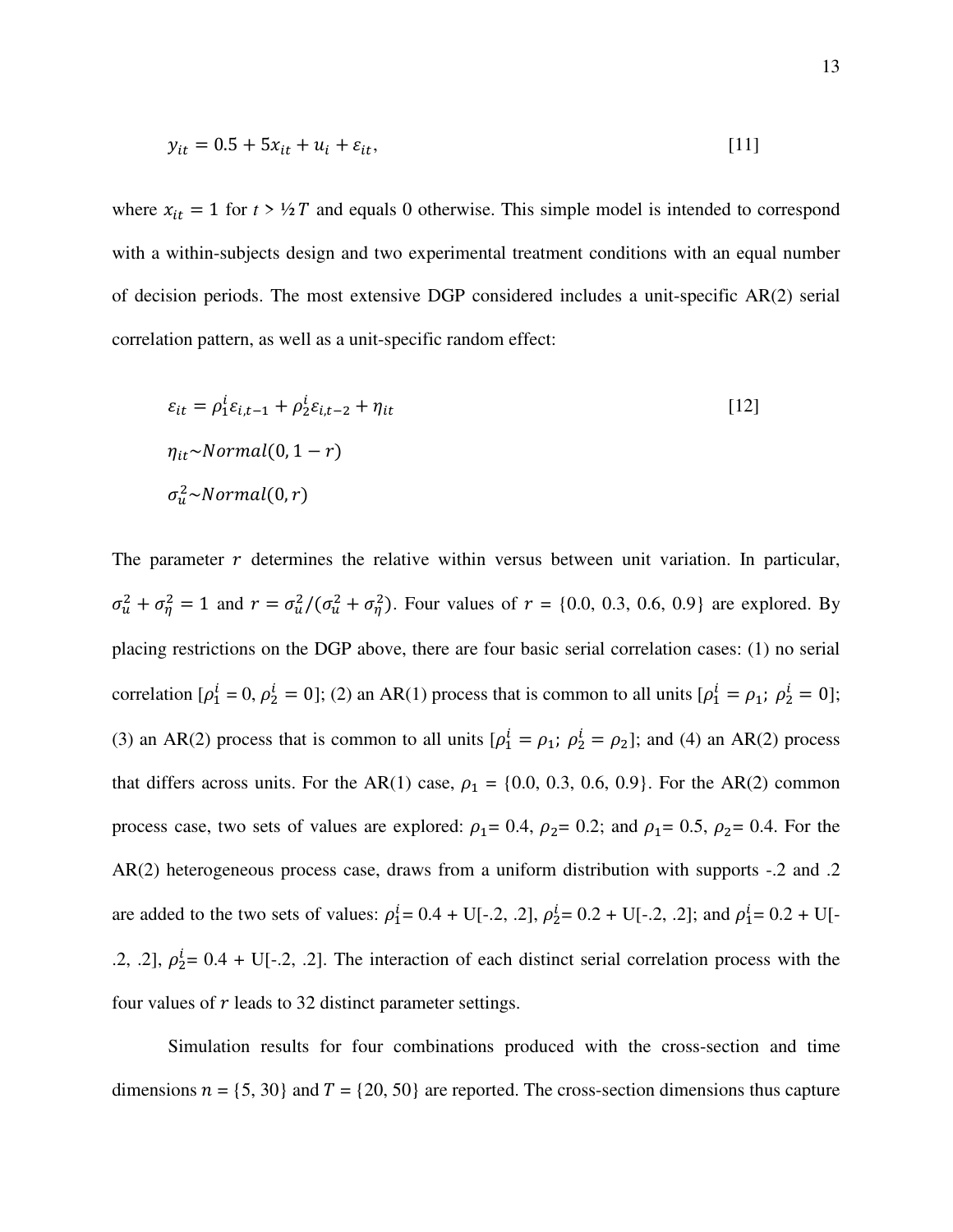$$y_{it} = 0.5 + 5x_{it} + u_i + \varepsilon_{it}, \quad [11]$$

where $x_{it} = 1$ for $t > ½T$ and equals 0 otherwise. This simple model is intended to correspond with a within-subjects design and two experimental treatment conditions with an equal number of decision periods. The most extensive DGP considered includes a unit-specific AR(2) serial correlation pattern, as well as a unit-specific random effect:

$$\varepsilon_{it} = \rho_1^i \varepsilon_{i,t-1} + \rho_2^i \varepsilon_{i,t-2} + \eta_{it} \quad [12]$$

$$\eta_{it} \sim Normal(0, 1 - r)$$

$$\sigma_u^2 \sim Normal(0, r)$$

The parameter $r$ determines the relative within versus between unit variation. In particular, $\sigma_u^2 + \sigma_\eta^2 = 1$ and $r = \sigma_u^2/(\sigma_u^2 + \sigma_\eta^2)$. Four values of $r$ = {0.0, 0.3, 0.6, 0.9} are explored. By placing restrictions on the DGP above, there are four basic serial correlation cases: (1) no serial correlation [$\rho_1^i = 0$, $\rho_2^i = 0$]; (2) an AR(1) process that is common to all units [$\rho_1^i = \rho_1$; $\rho_2^i = 0$]; (3) an AR(2) process that is common to all units [$\rho_1^i = \rho_1$; $\rho_2^i = \rho_2$]; and (4) an AR(2) process that differs across units. For the AR(1) case, $\rho_1$ = {0.0, 0.3, 0.6, 0.9}. For the AR(2) common process case, two sets of values are explored: $\rho_1$= 0.4, $\rho_2$= 0.2; and $\rho_1$= 0.5, $\rho_2$= 0.4. For the AR(2) heterogeneous process case, draws from a uniform distribution with supports -.2 and .2 are added to the two sets of values: $\rho_1^i$= 0.4 + U[-.2, .2], $\rho_2^i$= 0.2 + U[-.2, .2]; and $\rho_1^i$= 0.2 + U[-.2, .2], $\rho_2^i$= 0.4 + U[-.2, .2]. The interaction of each distinct serial correlation process with the four values of $r$ leads to 32 distinct parameter settings.

Simulation results for four combinations produced with the cross-section and time dimensions $n$ = {5, 30} and $T$ = {20, 50} are reported. The cross-section dimensions thus capture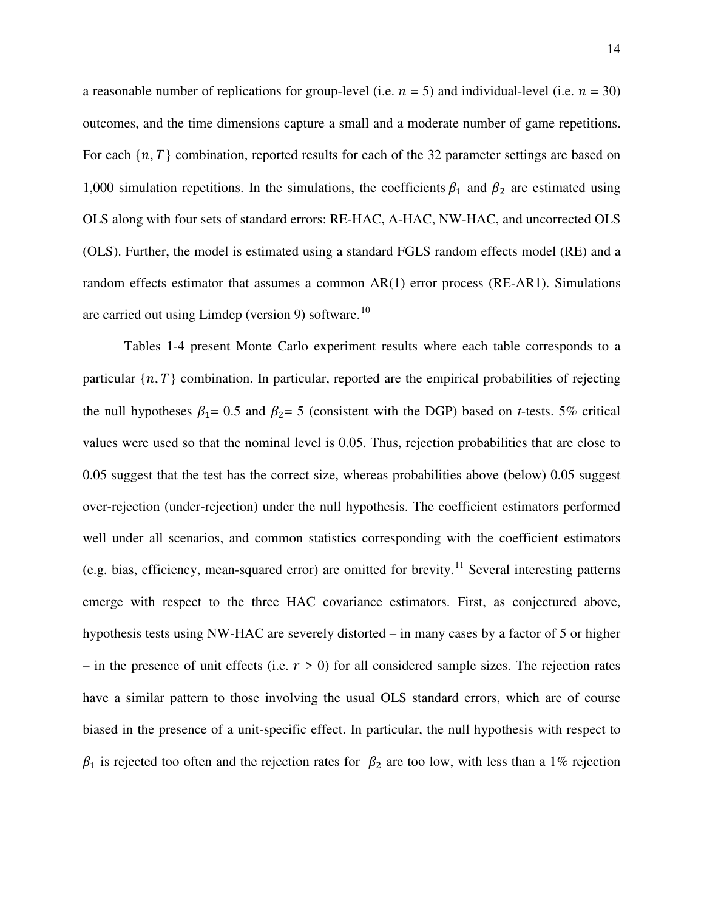a reasonable number of replications for group-level (i.e. $n$ = 5) and individual-level (i.e. $n$ = 30) outcomes, and the time dimensions capture a small and a moderate number of game repetitions. For each $\{n, T\}$ combination, reported results for each of the 32 parameter settings are based on 1,000 simulation repetitions. In the simulations, the coefficients $\beta_1$ and $\beta_2$ are estimated using OLS along with four sets of standard errors: RE-HAC, A-HAC, NW-HAC, and uncorrected OLS (OLS). Further, the model is estimated using a standard FGLS random effects model (RE) and a random effects estimator that assumes a common AR(1) error process (RE-AR1). Simulations are carried out using Limdep (version 9) software.[10]

Tables 1-4 present Monte Carlo experiment results where each table corresponds to a particular $\{n, T\}$ combination. In particular, reported are the empirical probabilities of rejecting the null hypotheses $\beta_1$= 0.5 and $\beta_2$= 5 (consistent with the DGP) based on *t*-tests. 5% critical values were used so that the nominal level is 0.05. Thus, rejection probabilities that are close to 0.05 suggest that the test has the correct size, whereas probabilities above (below) 0.05 suggest over-rejection (under-rejection) under the null hypothesis. The coefficient estimators performed well under all scenarios, and common statistics corresponding with the coefficient estimators (e.g. bias, efficiency, mean-squared error) are omitted for brevity.[11] Several interesting patterns emerge with respect to the three HAC covariance estimators. First, as conjectured above, hypothesis tests using NW-HAC are severely distorted – in many cases by a factor of 5 or higher – in the presence of unit effects (i.e. $r$ > 0) for all considered sample sizes. The rejection rates have a similar pattern to those involving the usual OLS standard errors, which are of course biased in the presence of a unit-specific effect. In particular, the null hypothesis with respect to $\beta_1$ is rejected too often and the rejection rates for $\beta_2$ are too low, with less than a 1% rejection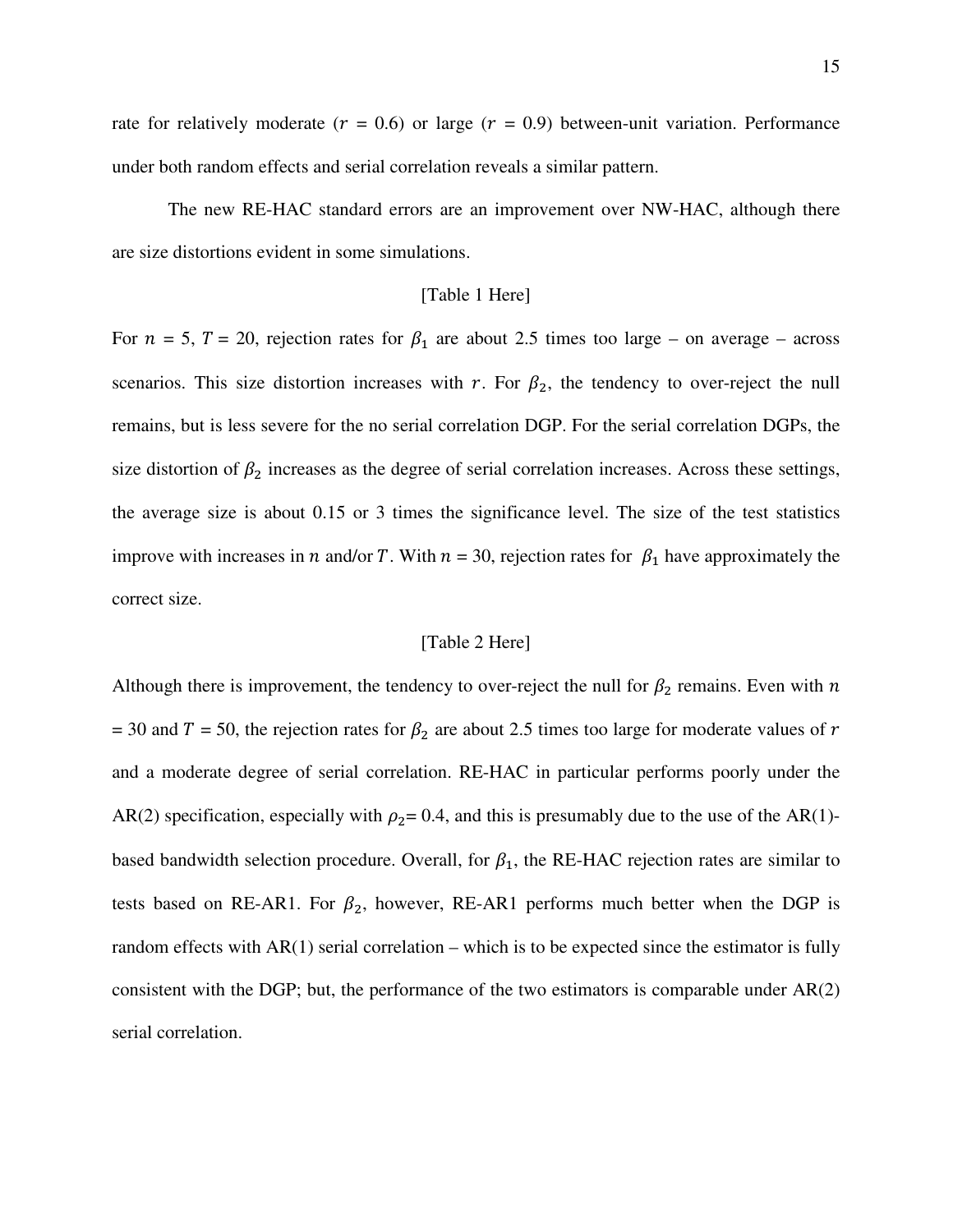rate for relatively moderate ($r$ = 0.6) or large ($r$ = 0.9) between-unit variation. Performance under both random effects and serial correlation reveals a similar pattern.

The new RE-HAC standard errors are an improvement over NW-HAC, although there are size distortions evident in some simulations.

[Table 1 Here]

For $n$ = 5, $T$ = 20, rejection rates for $\beta_1$ are about 2.5 times too large – on average – across scenarios. This size distortion increases with $r$. For $\beta_2$, the tendency to over-reject the null remains, but is less severe for the no serial correlation DGP. For the serial correlation DGPs, the size distortion of $\beta_2$ increases as the degree of serial correlation increases. Across these settings, the average size is about 0.15 or 3 times the significance level. The size of the test statistics improve with increases in $n$ and/or $T$. With $n$ = 30, rejection rates for $\beta_1$ have approximately the correct size.

[Table 2 Here]

Although there is improvement, the tendency to over-reject the null for $\beta_2$ remains. Even with $n$ = 30 and $T$ = 50, the rejection rates for $\beta_2$ are about 2.5 times too large for moderate values of $r$ and a moderate degree of serial correlation. RE-HAC in particular performs poorly under the AR(2) specification, especially with $\rho_2$= 0.4, and this is presumably due to the use of the AR(1)-based bandwidth selection procedure. Overall, for $\beta_1$, the RE-HAC rejection rates are similar to tests based on RE-AR1. For $\beta_2$, however, RE-AR1 performs much better when the DGP is random effects with AR(1) serial correlation – which is to be expected since the estimator is fully consistent with the DGP; but, the performance of the two estimators is comparable under AR(2) serial correlation.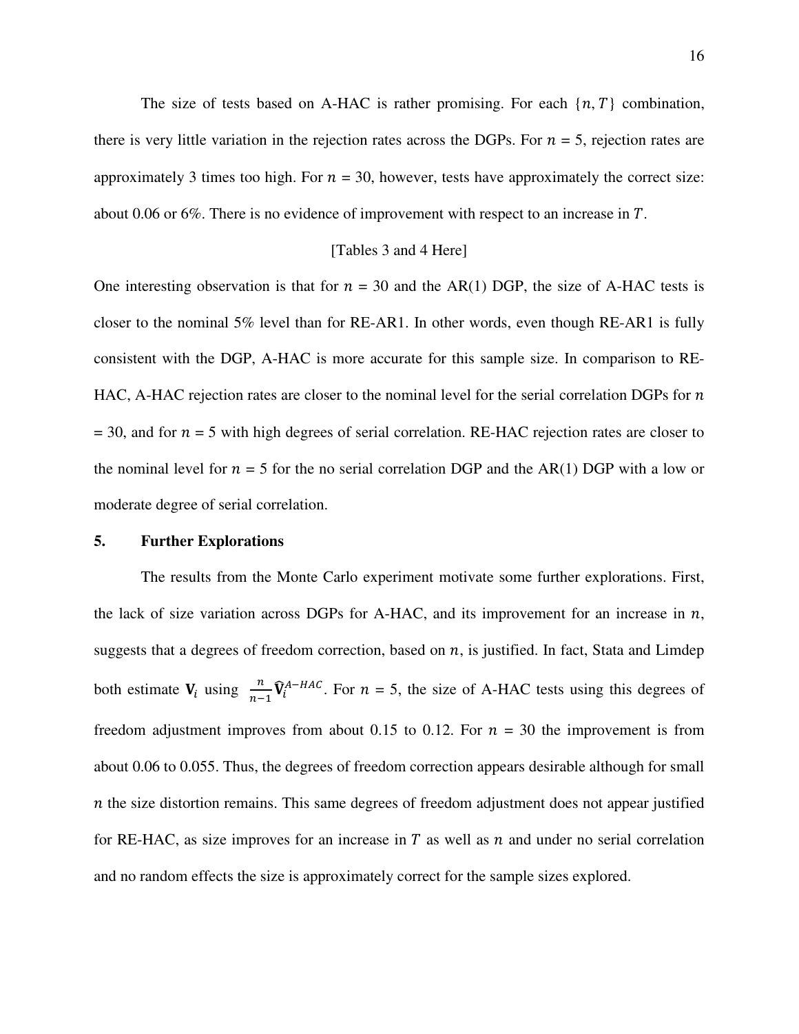The size of tests based on A-HAC is rather promising. For each $\{n, T\}$ combination, there is very little variation in the rejection rates across the DGPs. For $n$ = 5, rejection rates are approximately 3 times too high. For $n$ = 30, however, tests have approximately the correct size: about 0.06 or 6%. There is no evidence of improvement with respect to an increase in $T$.

[Tables 3 and 4 Here]

One interesting observation is that for $n$ = 30 and the AR(1) DGP, the size of A-HAC tests is closer to the nominal 5% level than for RE-AR1. In other words, even though RE-AR1 is fully consistent with the DGP, A-HAC is more accurate for this sample size. In comparison to RE-HAC, A-HAC rejection rates are closer to the nominal level for the serial correlation DGPs for $n$ = 30, and for $n$ = 5 with high degrees of serial correlation. RE-HAC rejection rates are closer to the nominal level for $n$ = 5 for the no serial correlation DGP and the AR(1) DGP with a low or moderate degree of serial correlation.

## 5. Further Explorations

The results from the Monte Carlo experiment motivate some further explorations. First, the lack of size variation across DGPs for A-HAC, and its improvement for an increase in $n$, suggests that a degrees of freedom correction, based on $n$, is justified. In fact, Stata and Limdep both estimate $\mathbf{V}_i$ using $\frac{n}{n-1}\widehat{\mathbf{V}}_i^{A-HAC}$. For $n$ = 5, the size of A-HAC tests using this degrees of freedom adjustment improves from about 0.15 to 0.12. For $n$ = 30 the improvement is from about 0.06 to 0.055. Thus, the degrees of freedom correction appears desirable although for small $n$ the size distortion remains. This same degrees of freedom adjustment does not appear justified for RE-HAC, as size improves for an increase in $T$ as well as $n$ and under no serial correlation and no random effects the size is approximately correct for the sample sizes explored.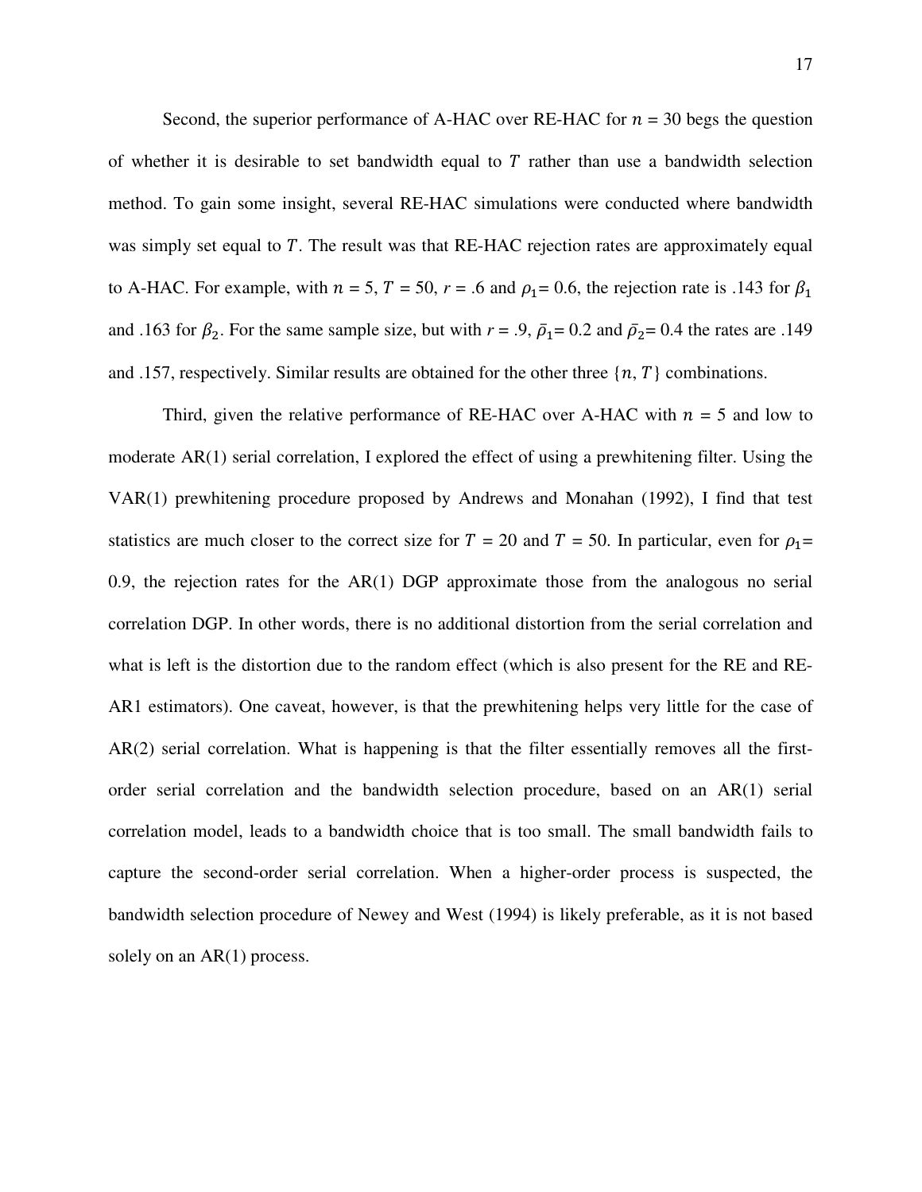Second, the superior performance of A-HAC over RE-HAC for $n$ = 30 begs the question of whether it is desirable to set bandwidth equal to $T$ rather than use a bandwidth selection method. To gain some insight, several RE-HAC simulations were conducted where bandwidth was simply set equal to $T$. The result was that RE-HAC rejection rates are approximately equal to A-HAC. For example, with $n$ = 5, $T$ = 50, $r$ = .6 and $\rho_1$= 0.6, the rejection rate is .143 for $\beta_1$ and .163 for $\beta_2$. For the same sample size, but with $r$ = .9, $\bar{\rho}_1$= 0.2 and $\bar{\rho}_2$= 0.4 the rates are .149 and .157, respectively. Similar results are obtained for the other three $\{n, T\}$ combinations.

Third, given the relative performance of RE-HAC over A-HAC with $n$ = 5 and low to moderate AR(1) serial correlation, I explored the effect of using a prewhitening filter. Using the VAR(1) prewhitening procedure proposed by Andrews and Monahan (1992), I find that test statistics are much closer to the correct size for $T$ = 20 and $T$ = 50. In particular, even for $\rho_1$= 0.9, the rejection rates for the AR(1) DGP approximate those from the analogous no serial correlation DGP. In other words, there is no additional distortion from the serial correlation and what is left is the distortion due to the random effect (which is also present for the RE and RE-AR1 estimators). One caveat, however, is that the prewhitening helps very little for the case of AR(2) serial correlation. What is happening is that the filter essentially removes all the first-order serial correlation and the bandwidth selection procedure, based on an AR(1) serial correlation model, leads to a bandwidth choice that is too small. The small bandwidth fails to capture the second-order serial correlation. When a higher-order process is suspected, the bandwidth selection procedure of Newey and West (1994) is likely preferable, as it is not based solely on an AR(1) process.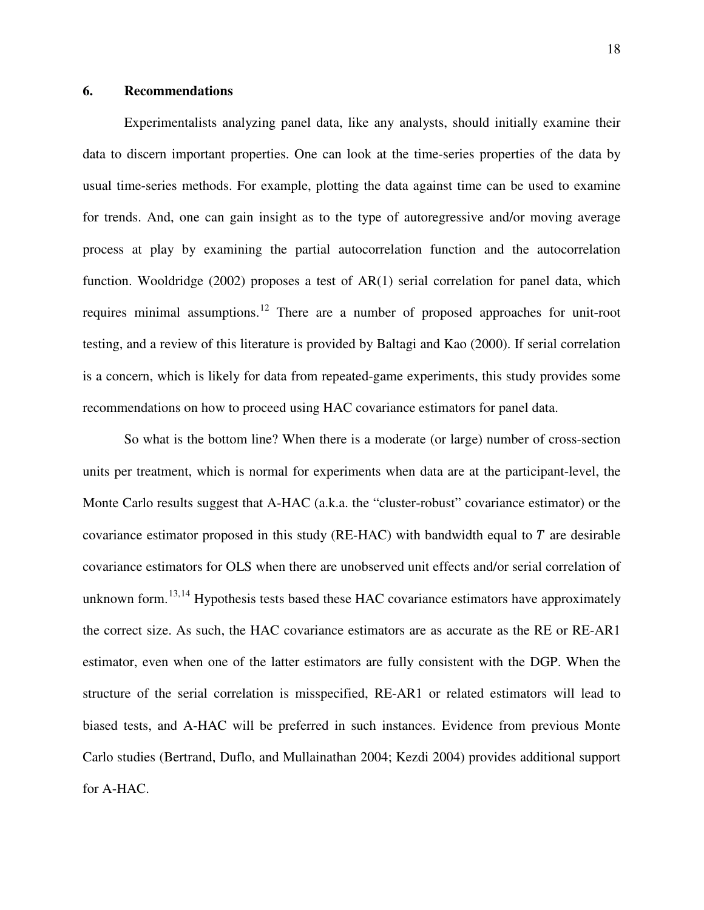## 6. Recommendations

Experimentalists analyzing panel data, like any analysts, should initially examine their data to discern important properties. One can look at the time-series properties of the data by usual time-series methods. For example, plotting the data against time can be used to examine for trends. And, one can gain insight as to the type of autoregressive and/or moving average process at play by examining the partial autocorrelation function and the autocorrelation function. Wooldridge (2002) proposes a test of AR(1) serial correlation for panel data, which requires minimal assumptions.[12] There are a number of proposed approaches for unit-root testing, and a review of this literature is provided by Baltagi and Kao (2000). If serial correlation is a concern, which is likely for data from repeated-game experiments, this study provides some recommendations on how to proceed using HAC covariance estimators for panel data.

So what is the bottom line? When there is a moderate (or large) number of cross-section units per treatment, which is normal for experiments when data are at the participant-level, the Monte Carlo results suggest that A-HAC (a.k.a. the "cluster-robust" covariance estimator) or the covariance estimator proposed in this study (RE-HAC) with bandwidth equal to $T$ are desirable covariance estimators for OLS when there are unobserved unit effects and/or serial correlation of unknown form.[13,14] Hypothesis tests based these HAC covariance estimators have approximately the correct size. As such, the HAC covariance estimators are as accurate as the RE or RE-AR1 estimator, even when one of the latter estimators are fully consistent with the DGP. When the structure of the serial correlation is misspecified, RE-AR1 or related estimators will lead to biased tests, and A-HAC will be preferred in such instances. Evidence from previous Monte Carlo studies (Bertrand, Duflo, and Mullainathan 2004; Kezdi 2004) provides additional support for A-HAC.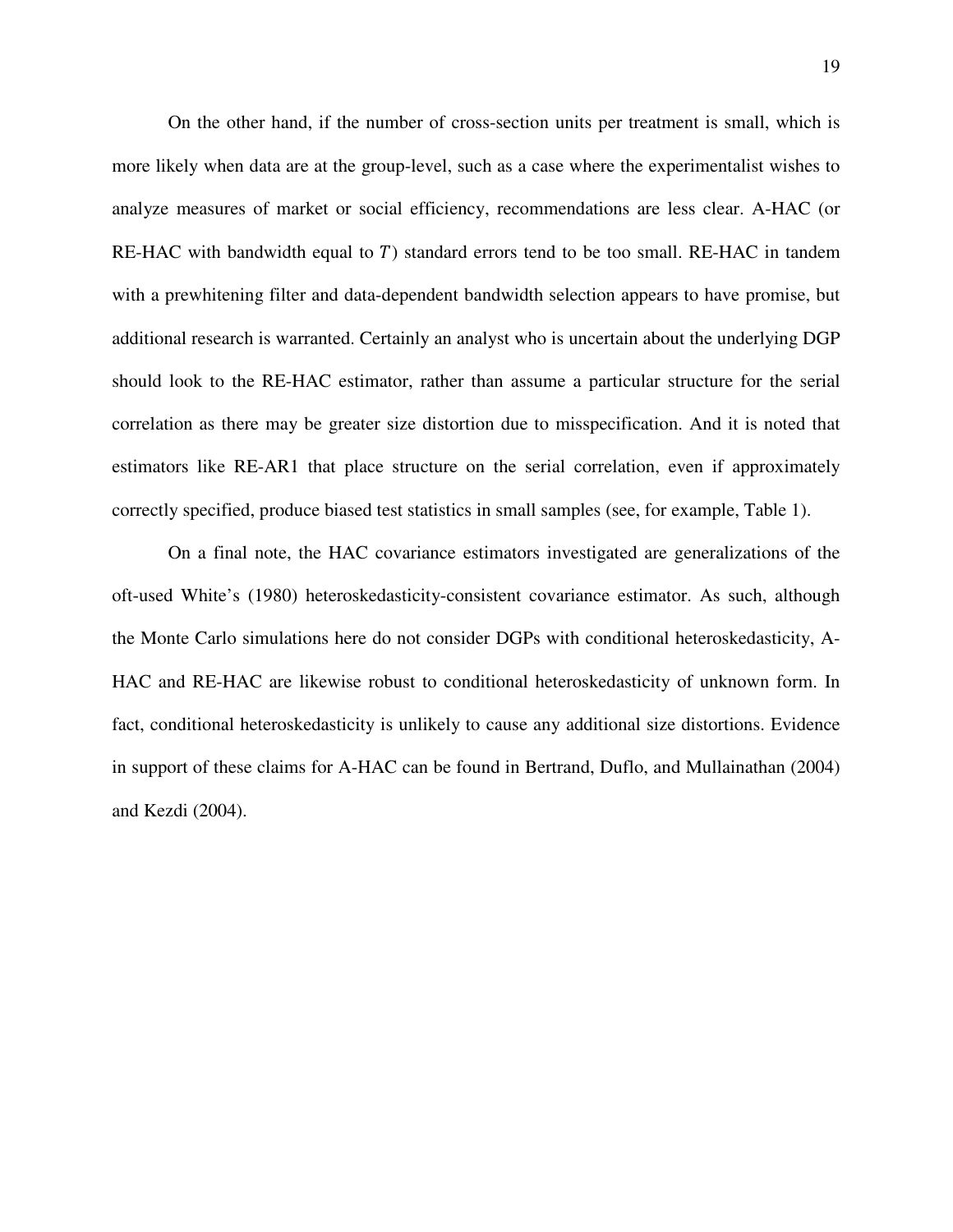On the other hand, if the number of cross-section units per treatment is small, which is more likely when data are at the group-level, such as a case where the experimentalist wishes to analyze measures of market or social efficiency, recommendations are less clear. A-HAC (or RE-HAC with bandwidth equal to $T$) standard errors tend to be too small. RE-HAC in tandem with a prewhitening filter and data-dependent bandwidth selection appears to have promise, but additional research is warranted. Certainly an analyst who is uncertain about the underlying DGP should look to the RE-HAC estimator, rather than assume a particular structure for the serial correlation as there may be greater size distortion due to misspecification. And it is noted that estimators like RE-AR1 that place structure on the serial correlation, even if approximately correctly specified, produce biased test statistics in small samples (see, for example, Table 1).

On a final note, the HAC covariance estimators investigated are generalizations of the oft-used White's (1980) heteroskedasticity-consistent covariance estimator. As such, although the Monte Carlo simulations here do not consider DGPs with conditional heteroskedasticity, A-HAC and RE-HAC are likewise robust to conditional heteroskedasticity of unknown form. In fact, conditional heteroskedasticity is unlikely to cause any additional size distortions. Evidence in support of these claims for A-HAC can be found in Bertrand, Duflo, and Mullainathan (2004) and Kezdi (2004).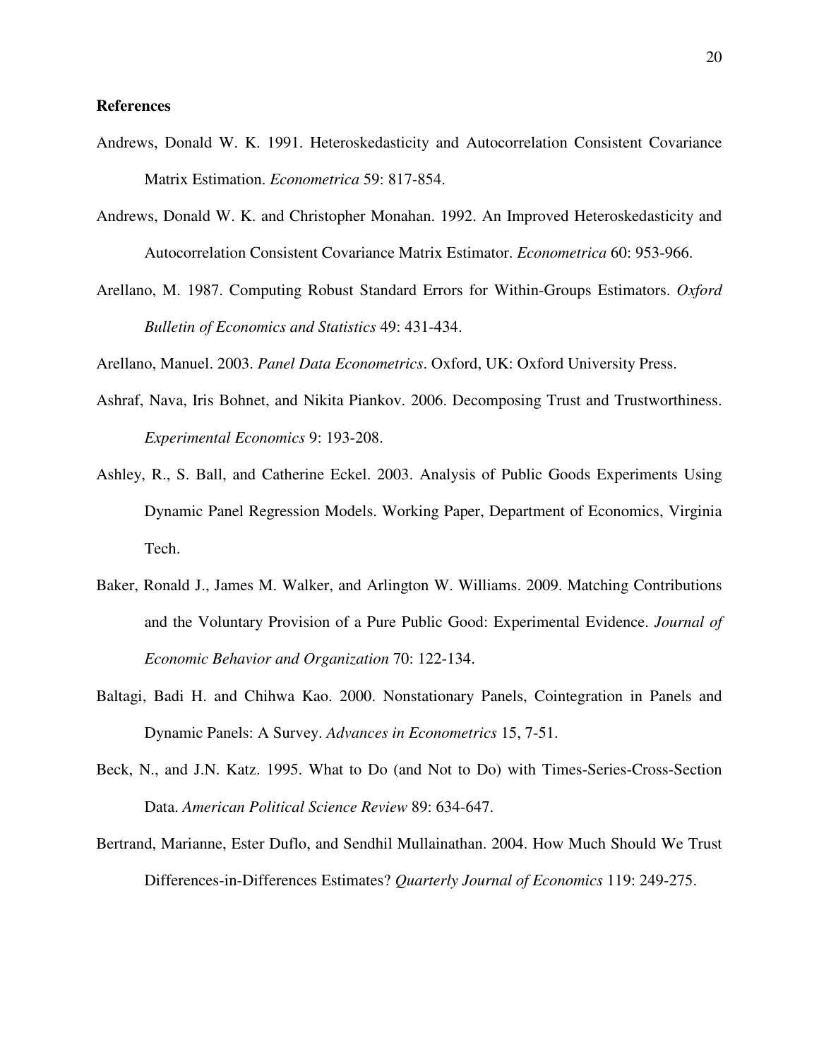**References**

Andrews, Donald W. K. 1991. Heteroskedasticity and Autocorrelation Consistent Covariance Matrix Estimation. *Econometrica* 59: 817-854.

Andrews, Donald W. K. and Christopher Monahan. 1992. An Improved Heteroskedasticity and Autocorrelation Consistent Covariance Matrix Estimator. *Econometrica* 60: 953-966.

Arellano, M. 1987. Computing Robust Standard Errors for Within-Groups Estimators. *Oxford Bulletin of Economics and Statistics* 49: 431-434.

Arellano, Manuel. 2003. *Panel Data Econometrics*. Oxford, UK: Oxford University Press.

Ashraf, Nava, Iris Bohnet, and Nikita Piankov. 2006. Decomposing Trust and Trustworthiness. *Experimental Economics* 9: 193-208.

Ashley, R., S. Ball, and Catherine Eckel. 2003. Analysis of Public Goods Experiments Using Dynamic Panel Regression Models. Working Paper, Department of Economics, Virginia Tech.

Baker, Ronald J., James M. Walker, and Arlington W. Williams. 2009. Matching Contributions and the Voluntary Provision of a Pure Public Good: Experimental Evidence. *Journal of Economic Behavior and Organization* 70: 122-134.

Baltagi, Badi H. and Chihwa Kao. 2000. Nonstationary Panels, Cointegration in Panels and Dynamic Panels: A Survey. *Advances in Econometrics* 15, 7-51.

Beck, N., and J.N. Katz. 1995. What to Do (and Not to Do) with Times-Series-Cross-Section Data. *American Political Science Review* 89: 634-647.

Bertrand, Marianne, Ester Duflo, and Sendhil Mullainathan. 2004. How Much Should We Trust Differences-in-Differences Estimates? *Quarterly Journal of Economics* 119: 249-275.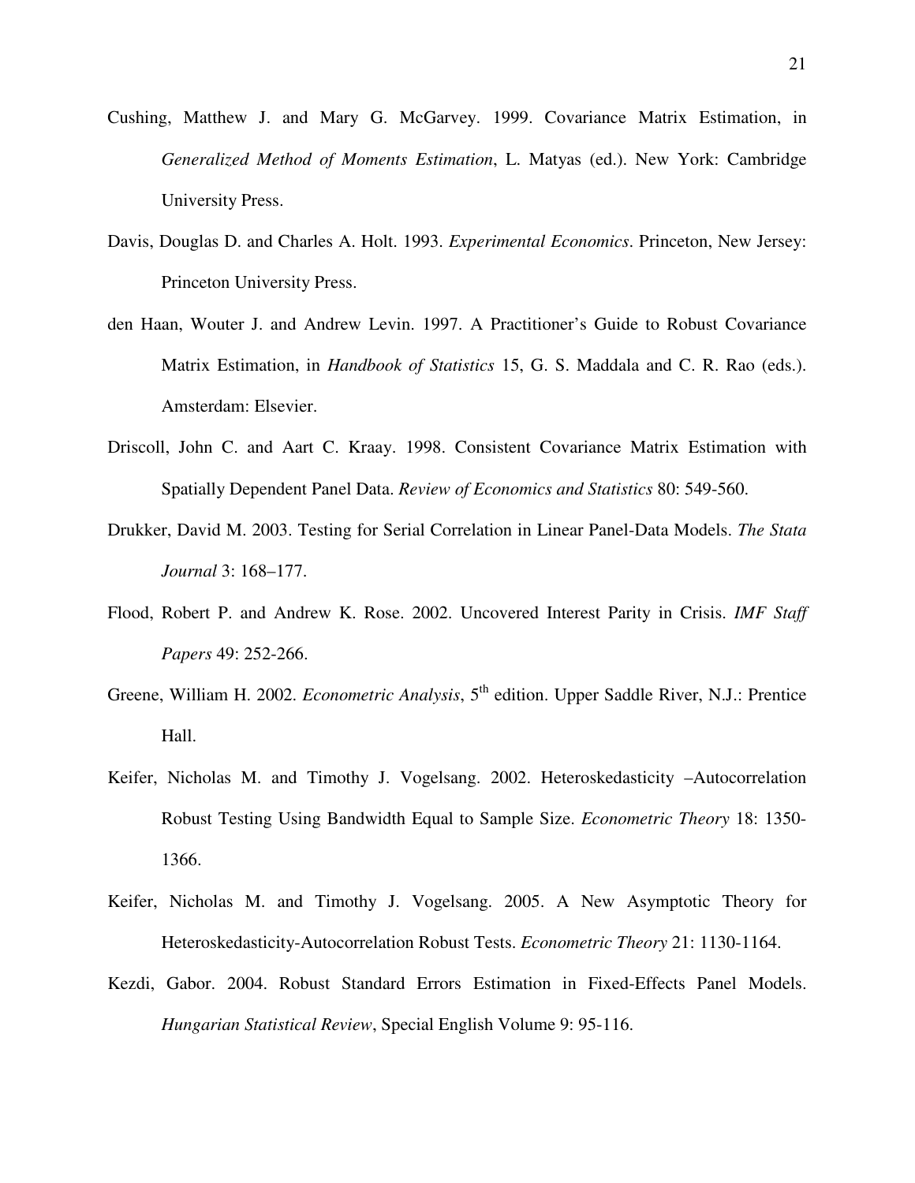Cushing, Matthew J. and Mary G. McGarvey. 1999. Covariance Matrix Estimation, in *Generalized Method of Moments Estimation*, L. Matyas (ed.). New York: Cambridge University Press.

Davis, Douglas D. and Charles A. Holt. 1993. *Experimental Economics*. Princeton, New Jersey: Princeton University Press.

den Haan, Wouter J. and Andrew Levin. 1997. A Practitioner's Guide to Robust Covariance Matrix Estimation, in *Handbook of Statistics* 15, G. S. Maddala and C. R. Rao (eds.). Amsterdam: Elsevier.

Driscoll, John C. and Aart C. Kraay. 1998. Consistent Covariance Matrix Estimation with Spatially Dependent Panel Data. *Review of Economics and Statistics* 80: 549-560.

Drukker, David M. 2003. Testing for Serial Correlation in Linear Panel-Data Models. *The Stata Journal* 3: 168–177.

Flood, Robert P. and Andrew K. Rose. 2002. Uncovered Interest Parity in Crisis. *IMF Staff Papers* 49: 252-266.

Greene, William H. 2002. *Econometric Analysis*, 5th edition. Upper Saddle River, N.J.: Prentice Hall.

Keifer, Nicholas M. and Timothy J. Vogelsang. 2002. Heteroskedasticity –Autocorrelation Robust Testing Using Bandwidth Equal to Sample Size. *Econometric Theory* 18: 1350-1366.

Keifer, Nicholas M. and Timothy J. Vogelsang. 2005. A New Asymptotic Theory for Heteroskedasticity-Autocorrelation Robust Tests. *Econometric Theory* 21: 1130-1164.

Kezdi, Gabor. 2004. Robust Standard Errors Estimation in Fixed-Effects Panel Models. *Hungarian Statistical Review*, Special English Volume 9: 95-116.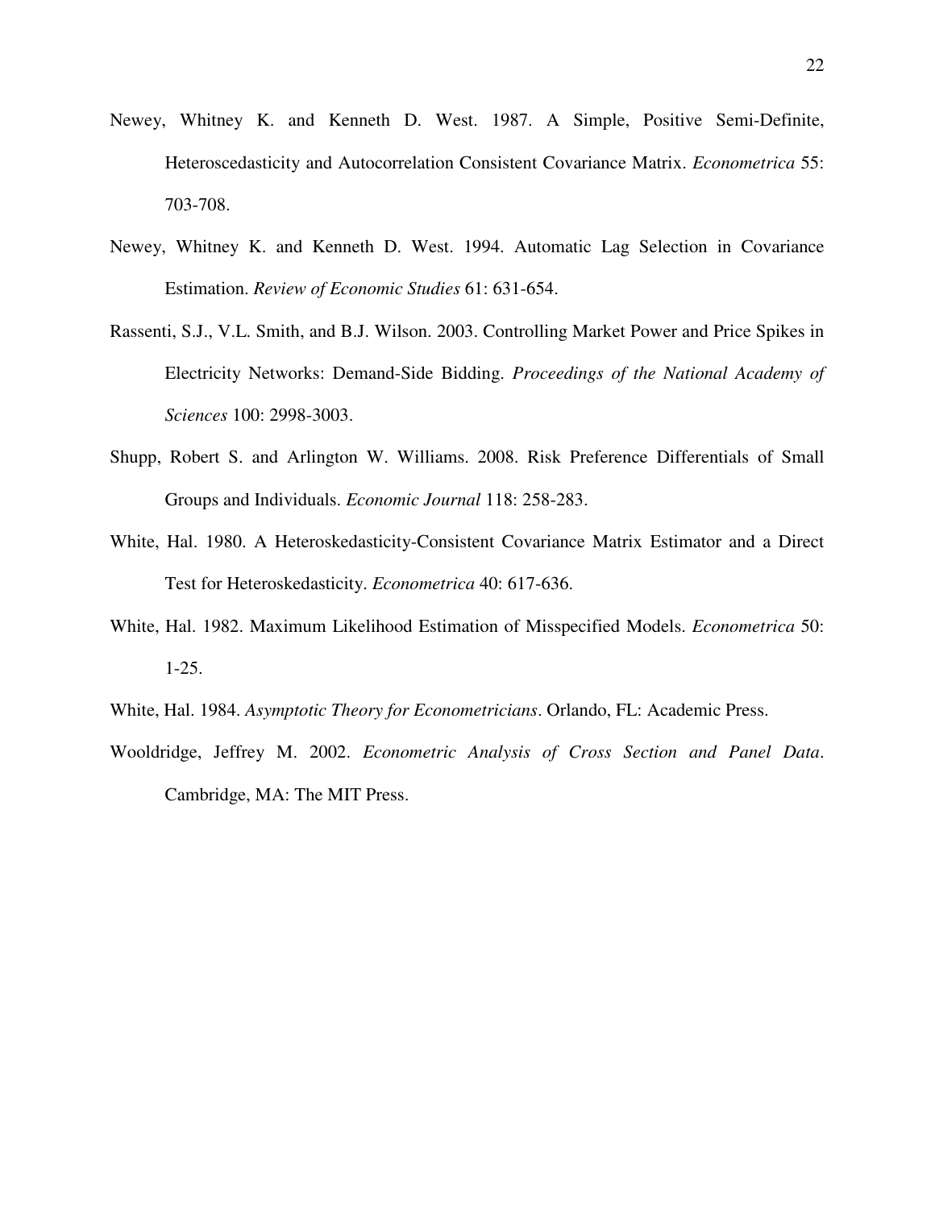Newey, Whitney K. and Kenneth D. West. 1987. A Simple, Positive Semi-Definite, Heteroscedasticity and Autocorrelation Consistent Covariance Matrix. *Econometrica* 55: 703-708.

Newey, Whitney K. and Kenneth D. West. 1994. Automatic Lag Selection in Covariance Estimation. *Review of Economic Studies* 61: 631-654.

Rassenti, S.J., V.L. Smith, and B.J. Wilson. 2003. Controlling Market Power and Price Spikes in Electricity Networks: Demand-Side Bidding. *Proceedings of the National Academy of Sciences* 100: 2998-3003.

Shupp, Robert S. and Arlington W. Williams. 2008. Risk Preference Differentials of Small Groups and Individuals. *Economic Journal* 118: 258-283.

White, Hal. 1980. A Heteroskedasticity-Consistent Covariance Matrix Estimator and a Direct Test for Heteroskedasticity. *Econometrica* 40: 617-636.

White, Hal. 1982. Maximum Likelihood Estimation of Misspecified Models. *Econometrica* 50: 1-25.

White, Hal. 1984. *Asymptotic Theory for Econometricians*. Orlando, FL: Academic Press.

Wooldridge, Jeffrey M. 2002. *Econometric Analysis of Cross Section and Panel Data*. Cambridge, MA: The MIT Press.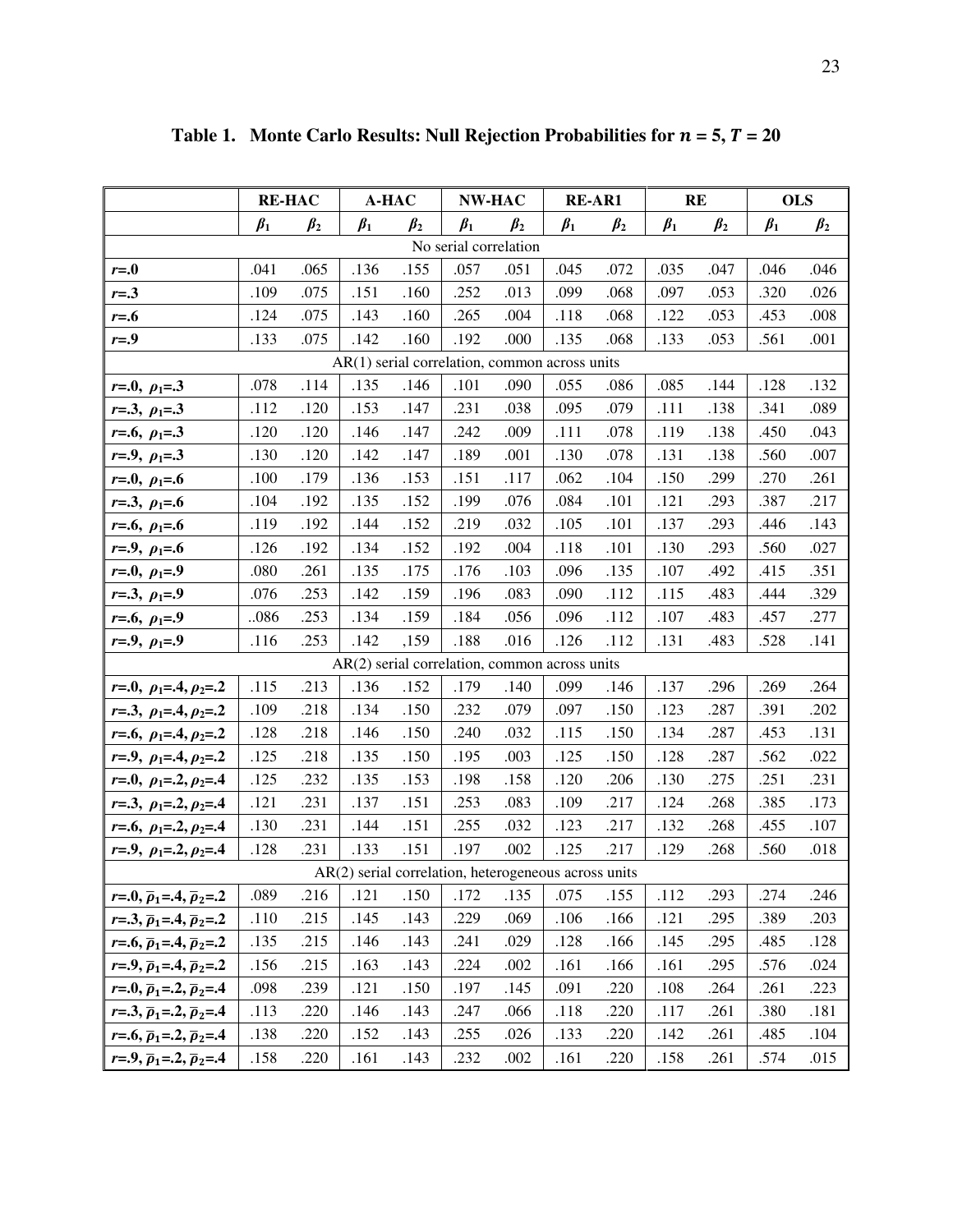**Table 1. Monte Carlo Results: Null Rejection Probabilities for $n$ = 5, $T$ = 20**

| | RE-HAC | | A-HAC | | NW-HAC | | RE-AR1 | | RE | | OLS | |
|---|---|---|---|---|---|---|---|---|---|---|---|---|
| | $\beta_1$ | $\beta_2$ | $\beta_1$ | $\beta_2$ | $\beta_1$ | $\beta_2$ | $\beta_1$ | $\beta_2$ | $\beta_1$ | $\beta_2$ | $\beta_1$ | $\beta_2$ |
| No serial correlation | | | | | | | | | | | | |
| $r$=.0 | .041 | .065 | .136 | .155 | .057 | .051 | .045 | .072 | .035 | .047 | .046 | .046 |
| $r$=.3 | .109 | .075 | .151 | .160 | .252 | .013 | .099 | .068 | .097 | .053 | .320 | .026 |
| $r$=.6 | .124 | .075 | .143 | .160 | .265 | .004 | .118 | .068 | .122 | .053 | .453 | .008 |
| $r$=.9 | .133 | .075 | .142 | .160 | .192 | .000 | .135 | .068 | .133 | .053 | .561 | .001 |
| AR(1) serial correlation, common across units | | | | | | | | | | | | |
| $r$=.0, $\rho_1$=.3 | .078 | .114 | .135 | .146 | .101 | .090 | .055 | .086 | .085 | .144 | .128 | .132 |
| $r$=.3, $\rho_1$=.3 | .112 | .120 | .153 | .147 | .231 | .038 | .095 | .079 | .111 | .138 | .341 | .089 |
| $r$=.6, $\rho_1$=.3 | .120 | .120 | .146 | .147 | .242 | .009 | .111 | .078 | .119 | .138 | .450 | .043 |
| $r$=.9, $\rho_1$=.3 | .130 | .120 | .142 | .147 | .189 | .001 | .130 | .078 | .131 | .138 | .560 | .007 |
| $r$=.0, $\rho_1$=.6 | .100 | .179 | .136 | .153 | .151 | .117 | .062 | .104 | .150 | .299 | .270 | .261 |
| $r$=.3, $\rho_1$=.6 | .104 | .192 | .135 | .152 | .199 | .076 | .084 | .101 | .121 | .293 | .387 | .217 |
| $r$=.6, $\rho_1$=.6 | .119 | .192 | .144 | .152 | .219 | .032 | .105 | .101 | .137 | .293 | .446 | .143 |
| $r$=.9, $\rho_1$=.6 | .126 | .192 | .134 | .152 | .192 | .004 | .118 | .101 | .130 | .293 | .560 | .027 |
| $r$=.0, $\rho_1$=.9 | .080 | .261 | .135 | .175 | .176 | .103 | .096 | .135 | .107 | .492 | .415 | .351 |
| $r$=.3, $\rho_1$=.9 | .076 | .253 | .142 | .159 | .196 | .083 | .090 | .112 | .115 | .483 | .444 | .329 |
| $r$=.6, $\rho_1$=.9 | ..086 | .253 | .134 | .159 | .184 | .056 | .096 | .112 | .107 | .483 | .457 | .277 |
| $r$=.9, $\rho_1$=.9 | .116 | .253 | .142 | ,159 | .188 | .016 | .126 | .112 | .131 | .483 | .528 | .141 |
| AR(2) serial correlation, common across units | | | | | | | | | | | | |
| $r$=.0, $\rho_1$=.4, $\rho_2$=.2 | .115 | .213 | .136 | .152 | .179 | .140 | .099 | .146 | .137 | .296 | .269 | .264 |
| $r$=.3, $\rho_1$=.4, $\rho_2$=.2 | .109 | .218 | .134 | .150 | .232 | .079 | .097 | .150 | .123 | .287 | .391 | .202 |
| $r$=.6, $\rho_1$=.4, $\rho_2$=.2 | .128 | .218 | .146 | .150 | .240 | .032 | .115 | .150 | .134 | .287 | .453 | .131 |
| $r$=.9, $\rho_1$=.4, $\rho_2$=.2 | .125 | .218 | .135 | .150 | .195 | .003 | .125 | .150 | .128 | .287 | .562 | .022 |
| $r$=.0, $\rho_1$=.2, $\rho_2$=.4 | .125 | .232 | .135 | .153 | .198 | .158 | .120 | .206 | .130 | .275 | .251 | .231 |
| $r$=.3, $\rho_1$=.2, $\rho_2$=.4 | .121 | .231 | .137 | .151 | .253 | .083 | .109 | .217 | .124 | .268 | .385 | .173 |
| $r$=.6, $\rho_1$=.2, $\rho_2$=.4 | .130 | .231 | .144 | .151 | .255 | .032 | .123 | .217 | .132 | .268 | .455 | .107 |
| $r$=.9, $\rho_1$=.2, $\rho_2$=.4 | .128 | .231 | .133 | .151 | .197 | .002 | .125 | .217 | .129 | .268 | .560 | .018 |
| AR(2) serial correlation, heterogeneous across units | | | | | | | | | | | | |
| $r$=.0, $\bar{\rho}_1$=.4, $\bar{\rho}_2$=.2 | .089 | .216 | .121 | .150 | .172 | .135 | .075 | .155 | .112 | .293 | .274 | .246 |
| $r$=.3, $\bar{\rho}_1$=.4, $\bar{\rho}_2$=.2 | .110 | .215 | .145 | .143 | .229 | .069 | .106 | .166 | .121 | .295 | .389 | .203 |
| $r$=.6, $\bar{\rho}_1$=.4, $\bar{\rho}_2$=.2 | .135 | .215 | .146 | .143 | .241 | .029 | .128 | .166 | .145 | .295 | .485 | .128 |
| $r$=.9, $\bar{\rho}_1$=.4, $\bar{\rho}_2$=.2 | .156 | .215 | .163 | .143 | .224 | .002 | .161 | .166 | .161 | .295 | .576 | .024 |
| $r$=.0, $\bar{\rho}_1$=.2, $\bar{\rho}_2$=.4 | .098 | .239 | .121 | .150 | .197 | .145 | .091 | .220 | .108 | .264 | .261 | .223 |
| $r$=.3, $\bar{\rho}_1$=.2, $\bar{\rho}_2$=.4 | .113 | .220 | .146 | .143 | .247 | .066 | .118 | .220 | .117 | .261 | .380 | .181 |
| $r$=.6, $\bar{\rho}_1$=.2, $\bar{\rho}_2$=.4 | .138 | .220 | .152 | .143 | .255 | .026 | .133 | .220 | .142 | .261 | .485 | .104 |
| $r$=.9, $\bar{\rho}_1$=.2, $\bar{\rho}_2$=.4 | .158 | .220 | .161 | .143 | .232 | .002 | .161 | .220 | .158 | .261 | .574 | .015 |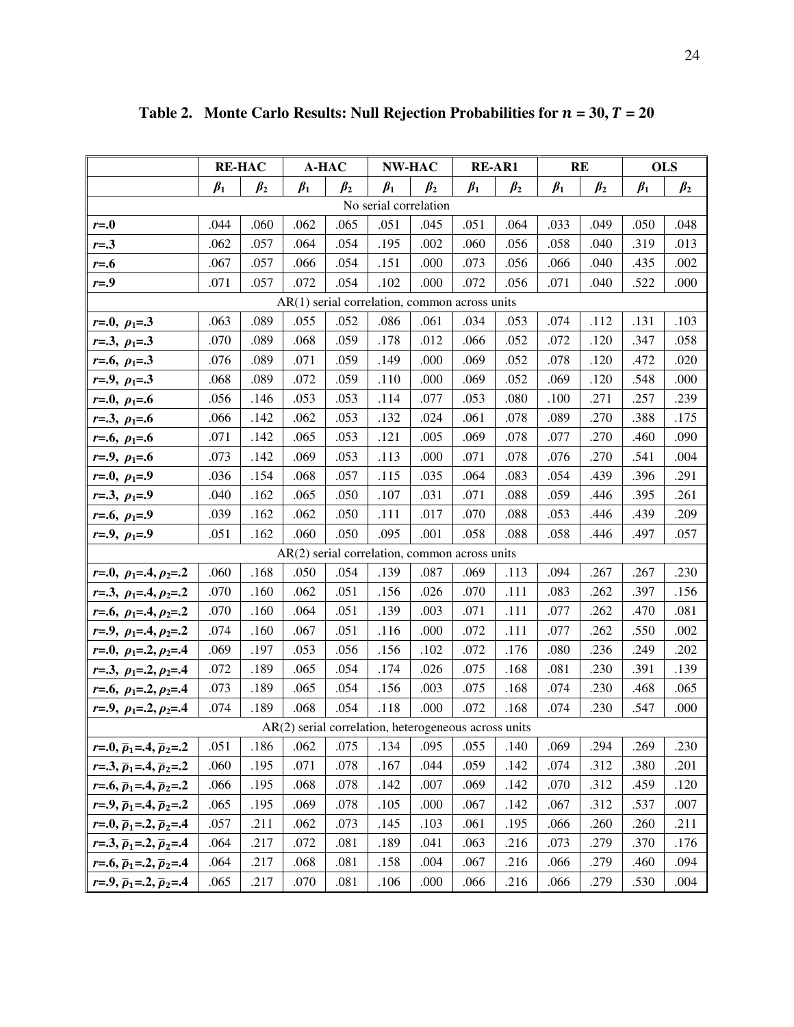**Table 2. Monte Carlo Results: Null Rejection Probabilities for $n$ = 30, $T$ = 20**

| | RE-HAC | | A-HAC | | NW-HAC | | RE-AR1 | | RE | | OLS | |
|---|---|---|---|---|---|---|---|---|---|---|---|---|
| | $\beta_1$ | $\beta_2$ | $\beta_1$ | $\beta_2$ | $\beta_1$ | $\beta_2$ | $\beta_1$ | $\beta_2$ | $\beta_1$ | $\beta_2$ | $\beta_1$ | $\beta_2$ |
| No serial correlation | | | | | | | | | | | | |
| $r$=.0 | .044 | .060 | .062 | .065 | .051 | .045 | .051 | .064 | .033 | .049 | .050 | .048 |
| $r$=.3 | .062 | .057 | .064 | .054 | .195 | .002 | .060 | .056 | .058 | .040 | .319 | .013 |
| $r$=.6 | .067 | .057 | .066 | .054 | .151 | .000 | .073 | .056 | .066 | .040 | .435 | .002 |
| $r$=.9 | .071 | .057 | .072 | .054 | .102 | .000 | .072 | .056 | .071 | .040 | .522 | .000 |
| AR(1) serial correlation, common across units | | | | | | | | | | | | |
| $r$=.0, $\rho_1$=.3 | .063 | .089 | .055 | .052 | .086 | .061 | .034 | .053 | .074 | .112 | .131 | .103 |
| $r$=.3, $\rho_1$=.3 | .070 | .089 | .068 | .059 | .178 | .012 | .066 | .052 | .072 | .120 | .347 | .058 |
| $r$=.6, $\rho_1$=.3 | .076 | .089 | .071 | .059 | .149 | .000 | .069 | .052 | .078 | .120 | .472 | .020 |
| $r$=.9, $\rho_1$=.3 | .068 | .089 | .072 | .059 | .110 | .000 | .069 | .052 | .069 | .120 | .548 | .000 |
| $r$=.0, $\rho_1$=.6 | .056 | .146 | .053 | .053 | .114 | .077 | .053 | .080 | .100 | .271 | .257 | .239 |
| $r$=.3, $\rho_1$=.6 | .066 | .142 | .062 | .053 | .132 | .024 | .061 | .078 | .089 | .270 | .388 | .175 |
| $r$=.6, $\rho_1$=.6 | .071 | .142 | .065 | .053 | .121 | .005 | .069 | .078 | .077 | .270 | .460 | .090 |
| $r$=.9, $\rho_1$=.6 | .073 | .142 | .069 | .053 | .113 | .000 | .071 | .078 | .076 | .270 | .541 | .004 |
| $r$=.0, $\rho_1$=.9 | .036 | .154 | .068 | .057 | .115 | .035 | .064 | .083 | .054 | .439 | .396 | .291 |
| $r$=.3, $\rho_1$=.9 | .040 | .162 | .065 | .050 | .107 | .031 | .071 | .088 | .059 | .446 | .395 | .261 |
| $r$=.6, $\rho_1$=.9 | .039 | .162 | .062 | .050 | .111 | .017 | .070 | .088 | .053 | .446 | .439 | .209 |
| $r$=.9, $\rho_1$=.9 | .051 | .162 | .060 | .050 | .095 | .001 | .058 | .088 | .058 | .446 | .497 | .057 |
| AR(2) serial correlation, common across units | | | | | | | | | | | | |
| $r$=.0, $\rho_1$=.4, $\rho_2$=.2 | .060 | .168 | .050 | .054 | .139 | .087 | .069 | .113 | .094 | .267 | .267 | .230 |
| $r$=.3, $\rho_1$=.4, $\rho_2$=.2 | .070 | .160 | .062 | .051 | .156 | .026 | .070 | .111 | .083 | .262 | .397 | .156 |
| $r$=.6, $\rho_1$=.4, $\rho_2$=.2 | .070 | .160 | .064 | .051 | .139 | .003 | .071 | .111 | .077 | .262 | .470 | .081 |
| $r$=.9, $\rho_1$=.4, $\rho_2$=.2 | .074 | .160 | .067 | .051 | .116 | .000 | .072 | .111 | .077 | .262 | .550 | .002 |
| $r$=.0, $\rho_1$=.2, $\rho_2$=.4 | .069 | .197 | .053 | .056 | .156 | .102 | .072 | .176 | .080 | .236 | .249 | .202 |
| $r$=.3, $\rho_1$=.2, $\rho_2$=.4 | .072 | .189 | .065 | .054 | .174 | .026 | .075 | .168 | .081 | .230 | .391 | .139 |
| $r$=.6, $\rho_1$=.2, $\rho_2$=.4 | .073 | .189 | .065 | .054 | .156 | .003 | .075 | .168 | .074 | .230 | .468 | .065 |
| $r$=.9, $\rho_1$=.2, $\rho_2$=.4 | .074 | .189 | .068 | .054 | .118 | .000 | .072 | .168 | .074 | .230 | .547 | .000 |
| AR(2) serial correlation, heterogeneous across units | | | | | | | | | | | | |
| $r$=.0, $\bar{\rho}_1$=.4, $\bar{\rho}_2$=.2 | .051 | .186 | .062 | .075 | .134 | .095 | .055 | .140 | .069 | .294 | .269 | .230 |
| $r$=.3, $\bar{\rho}_1$=.4, $\bar{\rho}_2$=.2 | .060 | .195 | .071 | .078 | .167 | .044 | .059 | .142 | .074 | .312 | .380 | .201 |
| $r$=.6, $\bar{\rho}_1$=.4, $\bar{\rho}_2$=.2 | .066 | .195 | .068 | .078 | .142 | .007 | .069 | .142 | .070 | .312 | .459 | .120 |
| $r$=.9, $\bar{\rho}_1$=.4, $\bar{\rho}_2$=.2 | .065 | .195 | .069 | .078 | .105 | .000 | .067 | .142 | .067 | .312 | .537 | .007 |
| $r$=.0, $\bar{\rho}_1$=.2, $\bar{\rho}_2$=.4 | .057 | .211 | .062 | .073 | .145 | .103 | .061 | .195 | .066 | .260 | .260 | .211 |
| $r$=.3, $\bar{\rho}_1$=.2, $\bar{\rho}_2$=.4 | .064 | .217 | .072 | .081 | .189 | .041 | .063 | .216 | .073 | .279 | .370 | .176 |
| $r$=.6, $\bar{\rho}_1$=.2, $\bar{\rho}_2$=.4 | .064 | .217 | .068 | .081 | .158 | .004 | .067 | .216 | .066 | .279 | .460 | .094 |
| $r$=.9, $\bar{\rho}_1$=.2, $\bar{\rho}_2$=.4 | .065 | .217 | .070 | .081 | .106 | .000 | .066 | .216 | .066 | .279 | .530 | .004 |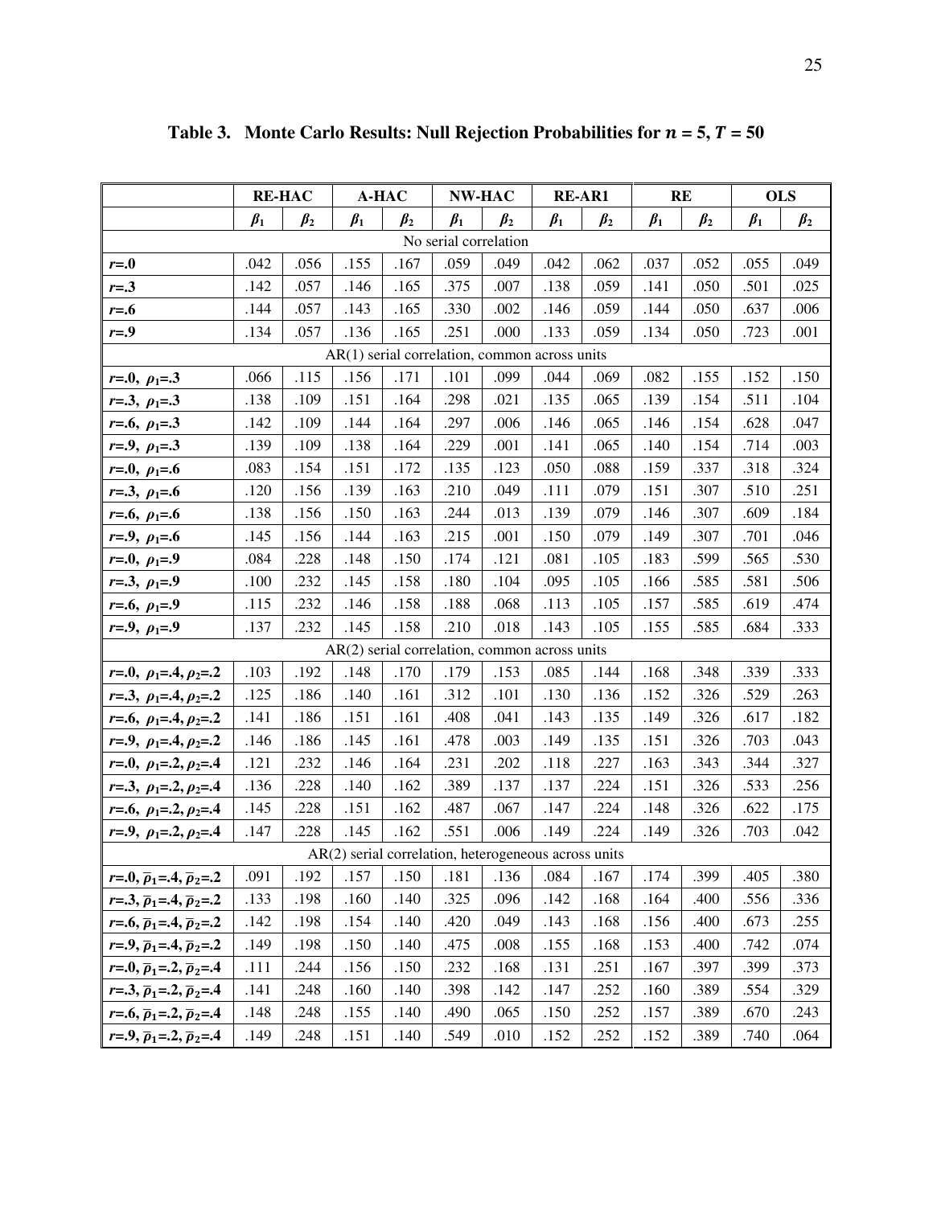**Table 3. Monte Carlo Results: Null Rejection Probabilities for $n$ = 5, $T$ = 50**

| | RE-HAC | | A-HAC | | NW-HAC | | RE-AR1 | | RE | | OLS | |
|---|---|---|---|---|---|---|---|---|---|---|---|---|
| | $\beta_1$ | $\beta_2$ | $\beta_1$ | $\beta_2$ | $\beta_1$ | $\beta_2$ | $\beta_1$ | $\beta_2$ | $\beta_1$ | $\beta_2$ | $\beta_1$ | $\beta_2$ |
| No serial correlation | | | | | | | | | | | | |
| $r$=.0 | .042 | .056 | .155 | .167 | .059 | .049 | .042 | .062 | .037 | .052 | .055 | .049 |
| $r$=.3 | .142 | .057 | .146 | .165 | .375 | .007 | .138 | .059 | .141 | .050 | .501 | .025 |
| $r$=.6 | .144 | .057 | .143 | .165 | .330 | .002 | .146 | .059 | .144 | .050 | .637 | .006 |
| $r$=.9 | .134 | .057 | .136 | .165 | .251 | .000 | .133 | .059 | .134 | .050 | .723 | .001 |
| AR(1) serial correlation, common across units | | | | | | | | | | | | |
| $r$=.0, $\rho_1$=.3 | .066 | .115 | .156 | .171 | .101 | .099 | .044 | .069 | .082 | .155 | .152 | .150 |
| $r$=.3, $\rho_1$=.3 | .138 | .109 | .151 | .164 | .298 | .021 | .135 | .065 | .139 | .154 | .511 | .104 |
| $r$=.6, $\rho_1$=.3 | .142 | .109 | .144 | .164 | .297 | .006 | .146 | .065 | .146 | .154 | .628 | .047 |
| $r$=.9, $\rho_1$=.3 | .139 | .109 | .138 | .164 | .229 | .001 | .141 | .065 | .140 | .154 | .714 | .003 |
| $r$=.0, $\rho_1$=.6 | .083 | .154 | .151 | .172 | .135 | .123 | .050 | .088 | .159 | .337 | .318 | .324 |
| $r$=.3, $\rho_1$=.6 | .120 | .156 | .139 | .163 | .210 | .049 | .111 | .079 | .151 | .307 | .510 | .251 |
| $r$=.6, $\rho_1$=.6 | .138 | .156 | .150 | .163 | .244 | .013 | .139 | .079 | .146 | .307 | .609 | .184 |
| $r$=.9, $\rho_1$=.6 | .145 | .156 | .144 | .163 | .215 | .001 | .150 | .079 | .149 | .307 | .701 | .046 |
| $r$=.0, $\rho_1$=.9 | .084 | .228 | .148 | .150 | .174 | .121 | .081 | .105 | .183 | .599 | .565 | .530 |
| $r$=.3, $\rho_1$=.9 | .100 | .232 | .145 | .158 | .180 | .104 | .095 | .105 | .166 | .585 | .581 | .506 |
| $r$=.6, $\rho_1$=.9 | .115 | .232 | .146 | .158 | .188 | .068 | .113 | .105 | .157 | .585 | .619 | .474 |
| $r$=.9, $\rho_1$=.9 | .137 | .232 | .145 | .158 | .210 | .018 | .143 | .105 | .155 | .585 | .684 | .333 |
| AR(2) serial correlation, common across units | | | | | | | | | | | | |
| $r$=.0, $\rho_1$=.4, $\rho_2$=.2 | .103 | .192 | .148 | .170 | .179 | .153 | .085 | .144 | .168 | .348 | .339 | .333 |
| $r$=.3, $\rho_1$=.4, $\rho_2$=.2 | .125 | .186 | .140 | .161 | .312 | .101 | .130 | .136 | .152 | .326 | .529 | .263 |
| $r$=.6, $\rho_1$=.4, $\rho_2$=.2 | .141 | .186 | .151 | .161 | .408 | .041 | .143 | .135 | .149 | .326 | .617 | .182 |
| $r$=.9, $\rho_1$=.4, $\rho_2$=.2 | .146 | .186 | .145 | .161 | .478 | .003 | .149 | .135 | .151 | .326 | .703 | .043 |
| $r$=.0, $\rho_1$=.2, $\rho_2$=.4 | .121 | .232 | .146 | .164 | .231 | .202 | .118 | .227 | .163 | .343 | .344 | .327 |
| $r$=.3, $\rho_1$=.2, $\rho_2$=.4 | .136 | .228 | .140 | .162 | .389 | .137 | .137 | .224 | .151 | .326 | .533 | .256 |
| $r$=.6, $\rho_1$=.2, $\rho_2$=.4 | .145 | .228 | .151 | .162 | .487 | .067 | .147 | .224 | .148 | .326 | .622 | .175 |
| $r$=.9, $\rho_1$=.2, $\rho_2$=.4 | .147 | .228 | .145 | .162 | .551 | .006 | .149 | .224 | .149 | .326 | .703 | .042 |
| AR(2) serial correlation, heterogeneous across units | | | | | | | | | | | | |
| $r$=.0, $\bar{\rho}_1$=.4, $\bar{\rho}_2$=.2 | .091 | .192 | .157 | .150 | .181 | .136 | .084 | .167 | .174 | .399 | .405 | .380 |
| $r$=.3, $\bar{\rho}_1$=.4, $\bar{\rho}_2$=.2 | .133 | .198 | .160 | .140 | .325 | .096 | .142 | .168 | .164 | .400 | .556 | .336 |
| $r$=.6, $\bar{\rho}_1$=.4, $\bar{\rho}_2$=.2 | .142 | .198 | .154 | .140 | .420 | .049 | .143 | .168 | .156 | .400 | .673 | .255 |
| $r$=.9, $\bar{\rho}_1$=.4, $\bar{\rho}_2$=.2 | .149 | .198 | .150 | .140 | .475 | .008 | .155 | .168 | .153 | .400 | .742 | .074 |
| $r$=.0, $\bar{\rho}_1$=.2, $\bar{\rho}_2$=.4 | .111 | .244 | .156 | .150 | .232 | .168 | .131 | .251 | .167 | .397 | .399 | .373 |
| $r$=.3, $\bar{\rho}_1$=.2, $\bar{\rho}_2$=.4 | .141 | .248 | .160 | .140 | .398 | .142 | .147 | .252 | .160 | .389 | .554 | .329 |
| $r$=.6, $\bar{\rho}_1$=.2, $\bar{\rho}_2$=.4 | .148 | .248 | .155 | .140 | .490 | .065 | .150 | .252 | .157 | .389 | .670 | .243 |
| $r$=.9, $\bar{\rho}_1$=.2, $\bar{\rho}_2$=.4 | .149 | .248 | .151 | .140 | .549 | .010 | .152 | .252 | .152 | .389 | .740 | .064 |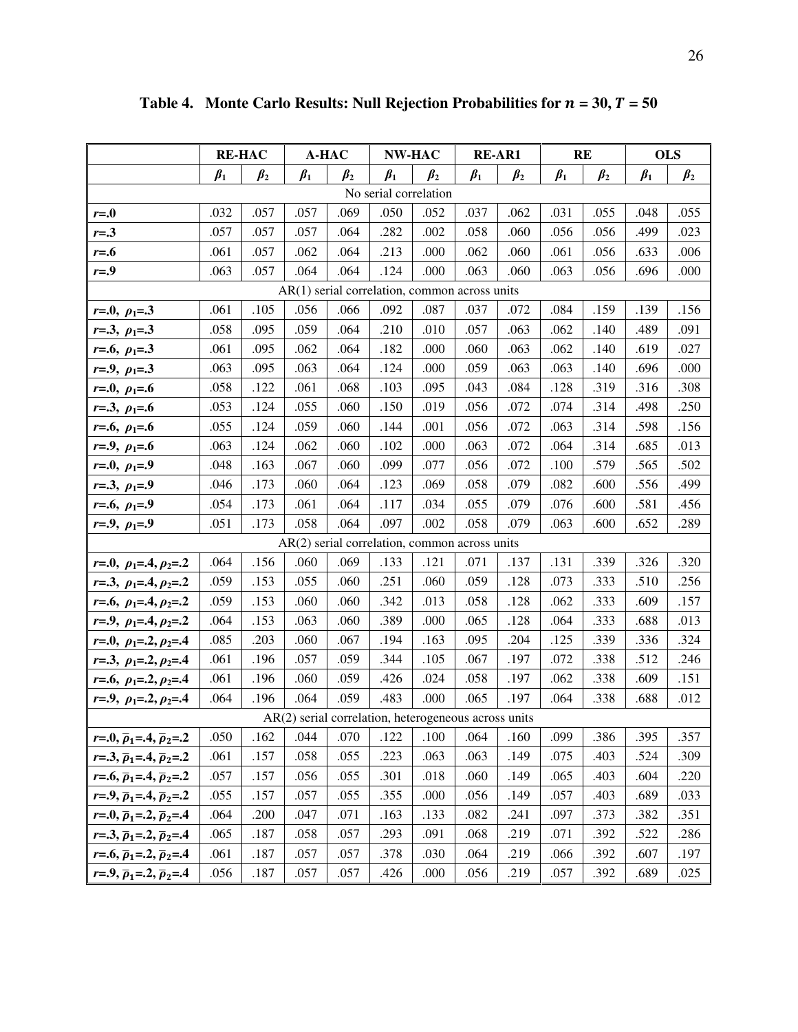**Table 4. Monte Carlo Results: Null Rejection Probabilities for $n$ = 30, $T$ = 50**

| | RE-HAC | | A-HAC | | NW-HAC | | RE-AR1 | | RE | | OLS | |
|---|---|---|---|---|---|---|---|---|---|---|---|---|
| | $\beta_1$ | $\beta_2$ | $\beta_1$ | $\beta_2$ | $\beta_1$ | $\beta_2$ | $\beta_1$ | $\beta_2$ | $\beta_1$ | $\beta_2$ | $\beta_1$ | $\beta_2$ |
| No serial correlation | | | | | | | | | | | | |
| $r$=.0 | .032 | .057 | .057 | .069 | .050 | .052 | .037 | .062 | .031 | .055 | .048 | .055 |
| $r$=.3 | .057 | .057 | .057 | .064 | .282 | .002 | .058 | .060 | .056 | .056 | .499 | .023 |
| $r$=.6 | .061 | .057 | .062 | .064 | .213 | .000 | .062 | .060 | .061 | .056 | .633 | .006 |
| $r$=.9 | .063 | .057 | .064 | .064 | .124 | .000 | .063 | .060 | .063 | .056 | .696 | .000 |
| AR(1) serial correlation, common across units | | | | | | | | | | | | |
| $r$=.0, $\rho_1$=.3 | .061 | .105 | .056 | .066 | .092 | .087 | .037 | .072 | .084 | .159 | .139 | .156 |
| $r$=.3, $\rho_1$=.3 | .058 | .095 | .059 | .064 | .210 | .010 | .057 | .063 | .062 | .140 | .489 | .091 |
| $r$=.6, $\rho_1$=.3 | .061 | .095 | .062 | .064 | .182 | .000 | .060 | .063 | .062 | .140 | .619 | .027 |
| $r$=.9, $\rho_1$=.3 | .063 | .095 | .063 | .064 | .124 | .000 | .059 | .063 | .063 | .140 | .696 | .000 |
| $r$=.0, $\rho_1$=.6 | .058 | .122 | .061 | .068 | .103 | .095 | .043 | .084 | .128 | .319 | .316 | .308 |
| $r$=.3, $\rho_1$=.6 | .053 | .124 | .055 | .060 | .150 | .019 | .056 | .072 | .074 | .314 | .498 | .250 |
| $r$=.6, $\rho_1$=.6 | .055 | .124 | .059 | .060 | .144 | .001 | .056 | .072 | .063 | .314 | .598 | .156 |
| $r$=.9, $\rho_1$=.6 | .063 | .124 | .062 | .060 | .102 | .000 | .063 | .072 | .064 | .314 | .685 | .013 |
| $r$=.0, $\rho_1$=.9 | .048 | .163 | .067 | .060 | .099 | .077 | .056 | .072 | .100 | .579 | .565 | .502 |
| $r$=.3, $\rho_1$=.9 | .046 | .173 | .060 | .064 | .123 | .069 | .058 | .079 | .082 | .600 | .556 | .499 |
| $r$=.6, $\rho_1$=.9 | .054 | .173 | .061 | .064 | .117 | .034 | .055 | .079 | .076 | .600 | .581 | .456 |
| $r$=.9, $\rho_1$=.9 | .051 | .173 | .058 | .064 | .097 | .002 | .058 | .079 | .063 | .600 | .652 | .289 |
| AR(2) serial correlation, common across units | | | | | | | | | | | | |
| $r$=.0, $\rho_1$=.4, $\rho_2$=.2 | .064 | .156 | .060 | .069 | .133 | .121 | .071 | .137 | .131 | .339 | .326 | .320 |
| $r$=.3, $\rho_1$=.4, $\rho_2$=.2 | .059 | .153 | .055 | .060 | .251 | .060 | .059 | .128 | .073 | .333 | .510 | .256 |
| $r$=.6, $\rho_1$=.4, $\rho_2$=.2 | .059 | .153 | .060 | .060 | .342 | .013 | .058 | .128 | .062 | .333 | .609 | .157 |
| $r$=.9, $\rho_1$=.4, $\rho_2$=.2 | .064 | .153 | .063 | .060 | .389 | .000 | .065 | .128 | .064 | .333 | .688 | .013 |
| $r$=.0, $\rho_1$=.2, $\rho_2$=.4 | .085 | .203 | .060 | .067 | .194 | .163 | .095 | .204 | .125 | .339 | .336 | .324 |
| $r$=.3, $\rho_1$=.2, $\rho_2$=.4 | .061 | .196 | .057 | .059 | .344 | .105 | .067 | .197 | .072 | .338 | .512 | .246 |
| $r$=.6, $\rho_1$=.2, $\rho_2$=.4 | .061 | .196 | .060 | .059 | .426 | .024 | .058 | .197 | .062 | .338 | .609 | .151 |
| $r$=.9, $\rho_1$=.2, $\rho_2$=.4 | .064 | .196 | .064 | .059 | .483 | .000 | .065 | .197 | .064 | .338 | .688 | .012 |
| AR(2) serial correlation, heterogeneous across units | | | | | | | | | | | | |
| $r$=.0, $\bar{\rho}_1$=.4, $\bar{\rho}_2$=.2 | .050 | .162 | .044 | .070 | .122 | .100 | .064 | .160 | .099 | .386 | .395 | .357 |
| $r$=.3, $\bar{\rho}_1$=.4, $\bar{\rho}_2$=.2 | .061 | .157 | .058 | .055 | .223 | .063 | .063 | .149 | .075 | .403 | .524 | .309 |
| $r$=.6, $\bar{\rho}_1$=.4, $\bar{\rho}_2$=.2 | .057 | .157 | .056 | .055 | .301 | .018 | .060 | .149 | .065 | .403 | .604 | .220 |
| $r$=.9, $\bar{\rho}_1$=.4, $\bar{\rho}_2$=.2 | .055 | .157 | .057 | .055 | .355 | .000 | .056 | .149 | .057 | .403 | .689 | .033 |
| $r$=.0, $\bar{\rho}_1$=.2, $\bar{\rho}_2$=.4 | .064 | .200 | .047 | .071 | .163 | .133 | .082 | .241 | .097 | .373 | .382 | .351 |
| $r$=.3, $\bar{\rho}_1$=.2, $\bar{\rho}_2$=.4 | .065 | .187 | .058 | .057 | .293 | .091 | .068 | .219 | .071 | .392 | .522 | .286 |
| $r$=.6, $\bar{\rho}_1$=.2, $\bar{\rho}_2$=.4 | .061 | .187 | .057 | .057 | .378 | .030 | .064 | .219 | .066 | .392 | .607 | .197 |
| $r$=.9, $\bar{\rho}_1$=.2, $\bar{\rho}_2$=.4 | .056 | .187 | .057 | .057 | .426 | .000 | .056 | .219 | .057 | .392 | .689 | .025 |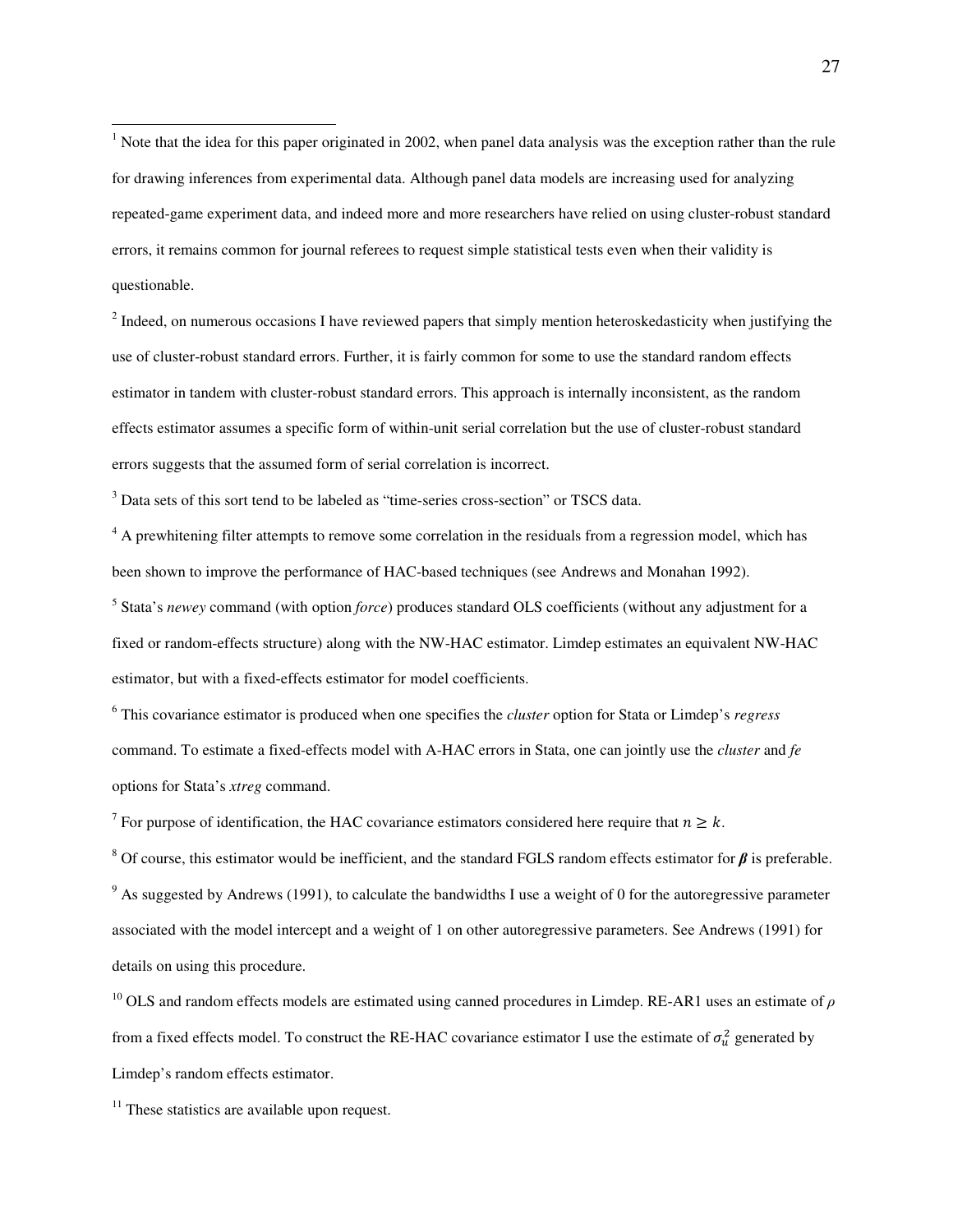[1] Note that the idea for this paper originated in 2002, when panel data analysis was the exception rather than the rule for drawing inferences from experimental data. Although panel data models are increasing used for analyzing repeated-game experiment data, and indeed more and more researchers have relied on using cluster-robust standard errors, it remains common for journal referees to request simple statistical tests even when their validity is questionable.

[2] Indeed, on numerous occasions I have reviewed papers that simply mention heteroskedasticity when justifying the use of cluster-robust standard errors. Further, it is fairly common for some to use the standard random effects estimator in tandem with cluster-robust standard errors. This approach is internally inconsistent, as the random effects estimator assumes a specific form of within-unit serial correlation but the use of cluster-robust standard errors suggests that the assumed form of serial correlation is incorrect.

[3] Data sets of this sort tend to be labeled as "time-series cross-section" or TSCS data.

[4] A prewhitening filter attempts to remove some correlation in the residuals from a regression model, which has been shown to improve the performance of HAC-based techniques (see Andrews and Monahan 1992).

[5] Stata's *newey* command (with option *force*) produces standard OLS coefficients (without any adjustment for a fixed or random-effects structure) along with the NW-HAC estimator. Limdep estimates an equivalent NW-HAC estimator, but with a fixed-effects estimator for model coefficients.

[6] This covariance estimator is produced when one specifies the *cluster* option for Stata or Limdep's *regress* command. To estimate a fixed-effects model with A-HAC errors in Stata, one can jointly use the *cluster* and *fe* options for Stata's *xtreg* command.

[7] For purpose of identification, the HAC covariance estimators considered here require that $n \geq k$.

[8] Of course, this estimator would be inefficient, and the standard FGLS random effects estimator for $\boldsymbol{\beta}$ is preferable.

[9] As suggested by Andrews (1991), to calculate the bandwidths I use a weight of 0 for the autoregressive parameter associated with the model intercept and a weight of 1 on other autoregressive parameters. See Andrews (1991) for details on using this procedure.

[10] OLS and random effects models are estimated using canned procedures in Limdep. RE-AR1 uses an estimate of $\rho$ from a fixed effects model. To construct the RE-HAC covariance estimator I use the estimate of $\sigma_u^2$ generated by Limdep's random effects estimator.

[11] These statistics are available upon request.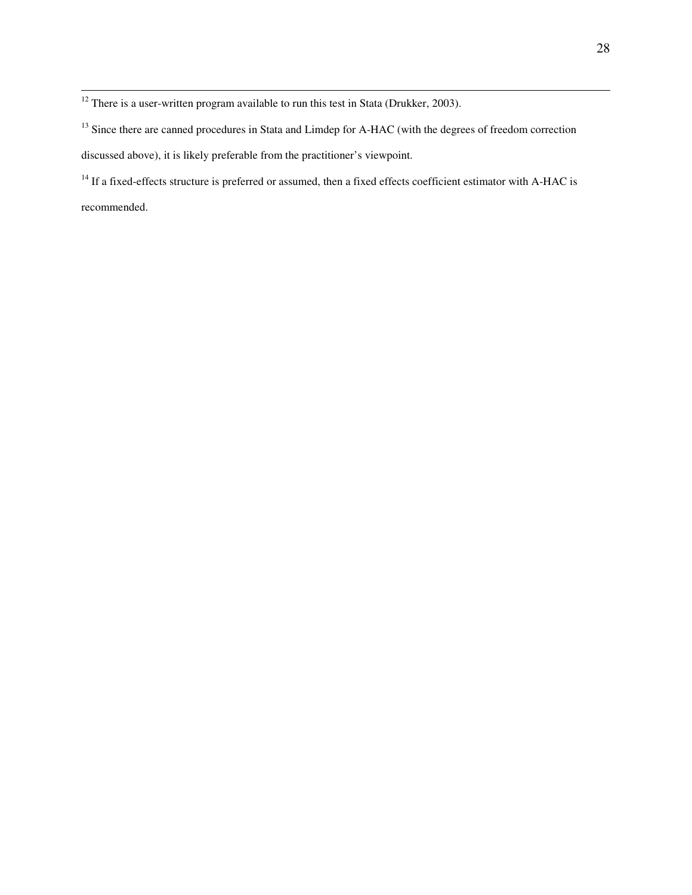[12] There is a user-written program available to run this test in Stata (Drukker, 2003).

[13] Since there are canned procedures in Stata and Limdep for A-HAC (with the degrees of freedom correction discussed above), it is likely preferable from the practitioner's viewpoint.

[14] If a fixed-effects structure is preferred or assumed, then a fixed effects coefficient estimator with A-HAC is recommended.